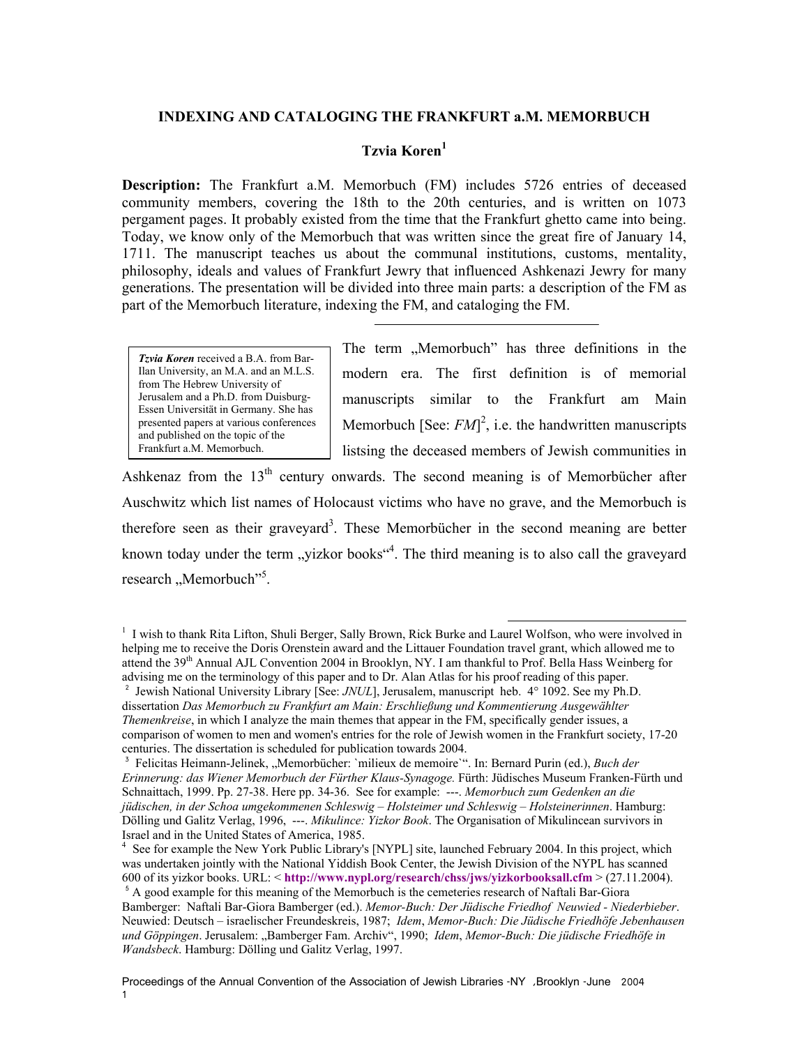# INDEXING AND CATALOGING THE FRANKFURT a.M. MEMORBUCH

## Tzvia Koren[1]

**Description:** The Frankfurt a.M. Memorbuch (FM) includes 5726 entries of deceased community members, covering the 18th to the 20th centuries, and is written on 1073 pergament pages. It probably existed from the time that the Frankfurt ghetto came into being. Today, we know only of the Memorbuch that was written since the great fire of January 14, 1711. The manuscript teaches us about the communal institutions, customs, mentality, philosophy, ideals and values of Frankfurt Jewry that influenced Ashkenazi Jewry for many generations. The presentation will be divided into three main parts: a description of the FM as part of the Memorbuch literature, indexing the FM, and cataloging the FM.

---

> ***Tzvia Koren*** received a B.A. from Bar-Ilan University, an M.A. and an M.L.S. from The Hebrew University of Jerusalem and a Ph.D. from Duisburg-Essen Universität in Germany. She has presented papers at various conferences and published on the topic of the Frankfurt a.M. Memorbuch.

The term „Memorbuch" has three definitions in the modern era. The first definition is of memorial manuscripts similar to the Frankfurt am Main Memorbuch [See: *FM*][2], i.e. the handwritten manuscripts listsing the deceased members of Jewish communities in Ashkenaz from the 13th century onwards. The second meaning is of Memorbücher after Auschwitz which list names of Holocaust victims who have no grave, and the Memorbuch is therefore seen as their graveyard[3]. These Memorbücher in the second meaning are better known today under the term „yizkor books"[4]. The third meaning is to also call the graveyard research „Memorbuch"[5].

---

[1] I wish to thank Rita Lifton, Shuli Berger, Sally Brown, Rick Burke and Laurel Wolfson, who were involved in helping me to receive the Doris Orenstein award and the Littauer Foundation travel grant, which allowed me to attend the 39th Annual AJL Convention 2004 in Brooklyn, NY. I am thankful to Prof. Bella Hass Weinberg for advising me on the terminology of this paper and to Dr. Alan Atlas for his proof reading of this paper.

[2] Jewish National University Library [See: *JNUL*], Jerusalem, manuscript heb. 4° 1092. See my Ph.D. dissertation *Das Memorbuch zu Frankfurt am Main: Erschließung und Kommentierung Ausgewählter Themenkreise*, in which I analyze the main themes that appear in the FM, specifically gender issues, a comparison of women to men and women's entries for the role of Jewish women in the Frankfurt society, 17-20 centuries. The dissertation is scheduled for publication towards 2004.

[3] Felicitas Heimann-Jelinek, „Memorbücher: `milieux de memoire`". In: Bernard Purin (ed.), *Buch der Erinnerung: das Wiener Memorbuch der Fürther Klaus-Synagoge.* Fürth: Jüdisches Museum Franken-Fürth und Schnaittach, 1999. Pp. 27-38. Here pp. 34-36. See for example: ---. *Memorbuch zum Gedenken an die jüdischen, in der Schoa umgekommenen Schleswig – Holsteimer und Schleswig – Holsteinerinnen*. Hamburg: Dölling und Galitz Verlag, 1996, ---. *Mikulince: Yizkor Book*. The Organisation of Mikulincean survivors in Israel and in the United States of America, 1985.

[4] See for example the New York Public Library's [NYPL] site, launched February 2004. In this project, which was undertaken jointly with the National Yiddish Book Center, the Jewish Division of the NYPL has scanned 600 of its yizkor books. URL: < **http://www.nypl.org/research/chss/jws/yizkorbooksall.cfm** > (27.11.2004).

[5] A good example for this meaning of the Memorbuch is the cemeteries research of Naftali Bar-Giora Bamberger: Naftali Bar-Giora Bamberger (ed.). *Memor-Buch: Der Jüdische Friedhof Neuwied - Niederbieber*. Neuwied: Deutsch – israelischer Freundeskreis, 1987; *Idem*, *Memor-Buch: Die Jüdische Friedhöfe Jebenhausen und Göppingen*. Jerusalem: „Bamberger Fam. Archiv", 1990; *Idem*, *Memor-Buch: Die jüdische Friedhöfe in Wandsbeck*. Hamburg: Dölling und Galitz Verlag, 1997.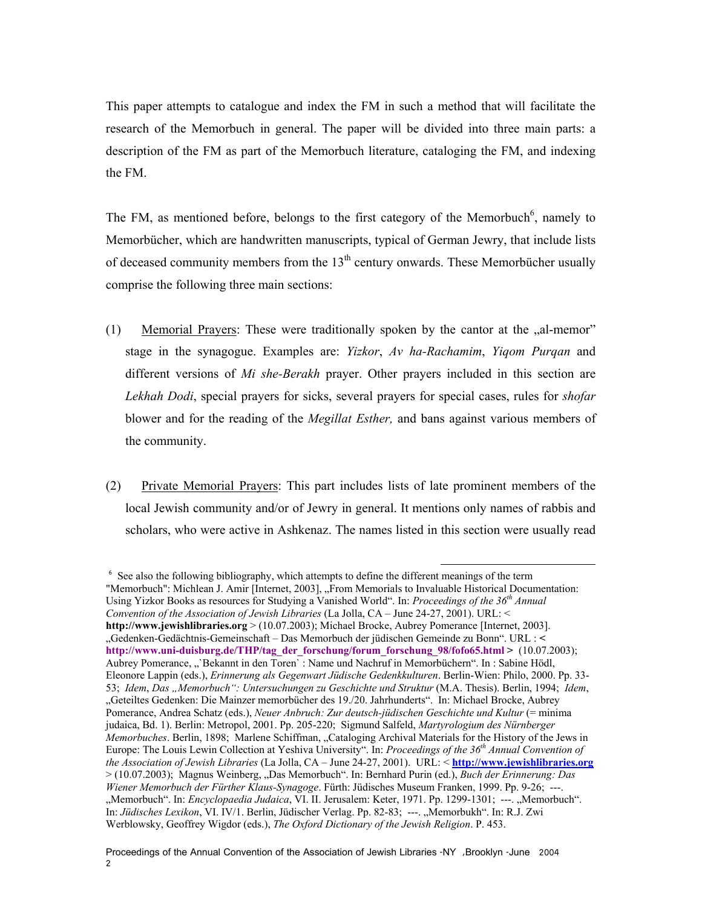This paper attempts to catalogue and index the FM in such a method that will facilitate the research of the Memorbuch in general. The paper will be divided into three main parts: a description of the FM as part of the Memorbuch literature, cataloging the FM, and indexing the FM.

The FM, as mentioned before, belongs to the first category of the Memorbuch[6], namely to Memorbücher, which are handwritten manuscripts, typical of German Jewry, that include lists of deceased community members from the 13th century onwards. These Memorbücher usually comprise the following three main sections:

(1) Memorial Prayers: These were traditionally spoken by the cantor at the „al-memor" stage in the synagogue. Examples are: *Yizkor*, *Av ha-Rachamim*, *Yiqom Purqan* and different versions of *Mi she-Berakh* prayer. Other prayers included in this section are *Lekhah Dodi*, special prayers for sicks, several prayers for special cases, rules for *shofar* blower and for the reading of the *Megillat Esther,* and bans against various members of the community.

(2) Private Memorial Prayers: This part includes lists of late prominent members of the local Jewish community and/or of Jewry in general. It mentions only names of rabbis and scholars, who were active in Ashkenaz. The names listed in this section were usually read

---

[6] See also the following bibliography, which attempts to define the different meanings of the term "Memorbuch": Michlean J. Amir [Internet, 2003], „From Memorials to Invaluable Historical Documentation: Using Yizkor Books as resources for Studying a Vanished World". In: *Proceedings of the 36th Annual Convention of the Association of Jewish Libraries* (La Jolla, CA – June 24-27, 2001). URL: < **http://www.jewishlibraries.org** > (10.07.2003); Michael Brocke, Aubrey Pomerance [Internet, 2003]. „Gedenken-Gedächtnis-Gemeinschaft – Das Memorbuch der jüdischen Gemeinde zu Bonn". URL : < **http://www.uni-duisburg.de/THP/tag_der_forschung/forum_forschung_98/fofo65.html** > (10.07.2003); Aubrey Pomerance, „`Bekannt in den Toren`: Name und Nachruf in Memorbüchern". In : Sabine Hödl, Eleonore Lappin (eds.), *Erinnerung als Gegenwart Jüdische Gedenkkulturen*. Berlin-Wien: Philo, 2000. Pp. 33-53; *Idem*, *Das „Memorbuch": Untersuchungen zu Geschichte und Struktur* (M.A. Thesis). Berlin, 1994; *Idem*, „Geteiltes Gedenken: Die Mainzer memorbücher des 19./20. Jahrhunderts". In: Michael Brocke, Aubrey Pomerance, Andrea Schatz (eds.), *Neuer Anbruch: Zur deutsch-jüdischen Geschichte und Kultur* (= minima judaica, Bd. 1). Berlin: Metropol, 2001. Pp. 205-220; Sigmund Salfeld, *Martyrologium des Nürnberger Memorbuches*. Berlin, 1898; Marlene Schiffman, „Cataloging Archival Materials for the History of the Jews in Europe: The Louis Lewin Collection at Yeshiva University". In: *Proceedings of the 36th Annual Convention of the Association of Jewish Libraries* (La Jolla, CA – June 24-27, 2001). URL: < **http://www.jewishlibraries.org** > (10.07.2003); Magnus Weinberg, „Das Memorbuch". In: Bernhard Purin (ed.), *Buch der Erinnerung: Das Wiener Memorbuch der Fürther Klaus-Synagoge*. Fürth: Jüdisches Museum Franken, 1999. Pp. 9-26; ---. „Memorbuch". In: *Encyclopaedia Judaica*, VI. II. Jerusalem: Keter, 1971. Pp. 1299-1301; ---. „Memorbuch". In: *Jüdisches Lexikon*, VI. IV/1. Berlin, Jüdischer Verlag. Pp. 82-83; ---. „Memorbukh". In: R.J. Zwi Werblowsky, Geoffrey Wigdor (eds.), *The Oxford Dictionary of the Jewish Religion*. P. 453.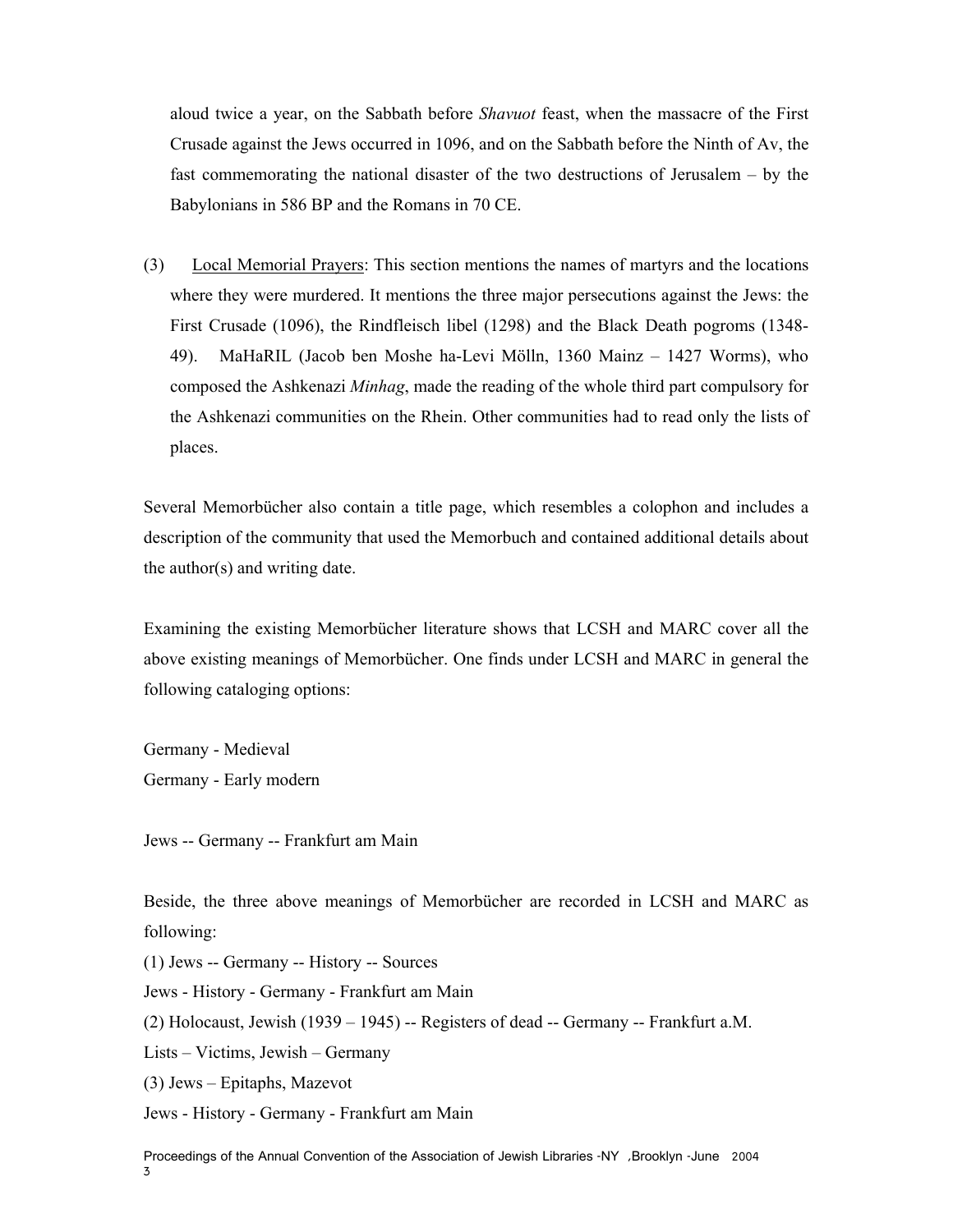aloud twice a year, on the Sabbath before *Shavuot* feast, when the massacre of the First Crusade against the Jews occurred in 1096, and on the Sabbath before the Ninth of Av, the fast commemorating the national disaster of the two destructions of Jerusalem – by the Babylonians in 586 BP and the Romans in 70 CE.

(3) Local Memorial Prayers: This section mentions the names of martyrs and the locations where they were murdered. It mentions the three major persecutions against the Jews: the First Crusade (1096), the Rindfleisch libel (1298) and the Black Death pogroms (1348-49). MaHaRIL (Jacob ben Moshe ha-Levi Mölln, 1360 Mainz – 1427 Worms), who composed the Ashkenazi *Minhag*, made the reading of the whole third part compulsory for the Ashkenazi communities on the Rhein. Other communities had to read only the lists of places.

Several Memorbücher also contain a title page, which resembles a colophon and includes a description of the community that used the Memorbuch and contained additional details about the author(s) and writing date.

Examining the existing Memorbücher literature shows that LCSH and MARC cover all the above existing meanings of Memorbücher. One finds under LCSH and MARC in general the following cataloging options:

Germany - Medieval
Germany - Early modern

Jews -- Germany -- Frankfurt am Main

Beside, the three above meanings of Memorbücher are recorded in LCSH and MARC as following:

(1) Jews -- Germany -- History -- Sources
Jews - History - Germany - Frankfurt am Main
(2) Holocaust, Jewish (1939 – 1945) -- Registers of dead -- Germany -- Frankfurt a.M.
Lists – Victims, Jewish – Germany
(3) Jews – Epitaphs, Mazevot
Jews - History - Germany - Frankfurt am Main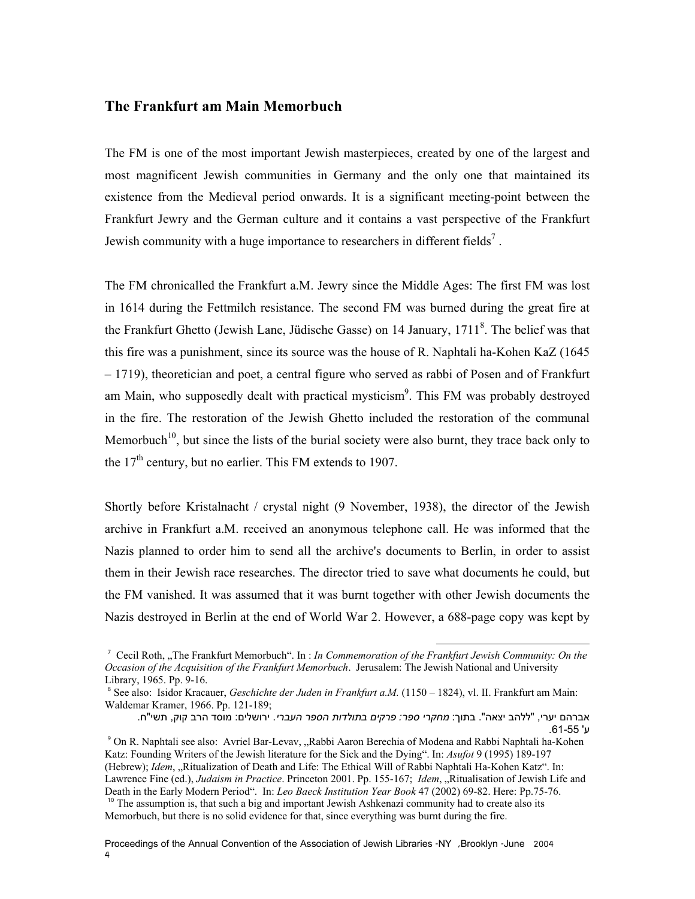## The Frankfurt am Main Memorbuch

The FM is one of the most important Jewish masterpieces, created by one of the largest and most magnificent Jewish communities in Germany and the only one that maintained its existence from the Medieval period onwards. It is a significant meeting-point between the Frankfurt Jewry and the German culture and it contains a vast perspective of the Frankfurt Jewish community with a huge importance to researchers in different fields[7] .

The FM chronicalled the Frankfurt a.M. Jewry since the Middle Ages: The first FM was lost in 1614 during the Fettmilch resistance. The second FM was burned during the great fire at the Frankfurt Ghetto (Jewish Lane, Jüdische Gasse) on 14 January, 1711[8]. The belief was that this fire was a punishment, since its source was the house of R. Naphtali ha-Kohen KaZ (1645 – 1719), theoretician and poet, a central figure who served as rabbi of Posen and of Frankfurt am Main, who supposedly dealt with practical mysticism[9]. This FM was probably destroyed in the fire. The restoration of the Jewish Ghetto included the restoration of the communal Memorbuch[10], but since the lists of the burial society were also burnt, they trace back only to the 17th century, but no earlier. This FM extends to 1907.

Shortly before Kristalnacht / crystal night (9 November, 1938), the director of the Jewish archive in Frankfurt a.M. received an anonymous telephone call. He was informed that the Nazis planned to order him to send all the archive's documents to Berlin, in order to assist them in their Jewish race researches. The director tried to save what documents he could, but the FM vanished. It was assumed that it was burnt together with other Jewish documents the Nazis destroyed in Berlin at the end of World War 2. However, a 688-page copy was kept by

---

[7] Cecil Roth, „The Frankfurt Memorbuch". In : *In Commemoration of the Frankfurt Jewish Community: On the Occasion of the Acquisition of the Frankfurt Memorbuch*. Jerusalem: The Jewish National and University Library, 1965. Pp. 9-16.

[8] See also: Isidor Kracauer, *Geschichte der Juden in Frankfurt a.M.* (1150 – 1824), vl. II. Frankfurt am Main: Waldemar Kramer, 1966. Pp. 121-189;

אברהם יערי, "ללהב יצאה". בתוך: *מחקרי ספר: פרקים בתולדות הספר העברי*. ירושלים: מוסד הרב קוק, תשי"ח. ע' 55-61.

[9] On R. Naphtali see also: Avriel Bar-Levav, „Rabbi Aaron Berechia of Modena and Rabbi Naphtali ha-Kohen Katz: Founding Writers of the Jewish literature for the Sick and the Dying". In: *Asufot* 9 (1995) 189-197 (Hebrew); *Idem*, „Ritualization of Death and Life: The Ethical Will of Rabbi Naphtali Ha-Kohen Katz". In: Lawrence Fine (ed.), *Judaism in Practice*. Princeton 2001. Pp. 155-167; *Idem*, „Ritualisation of Jewish Life and Death in the Early Modern Period". In: *Leo Baeck Institution Year Book* 47 (2002) 69-82. Here: Pp.75-76.

[10] The assumption is, that such a big and important Jewish Ashkenazi community had to create also its Memorbuch, but there is no solid evidence for that, since everything was burnt during the fire.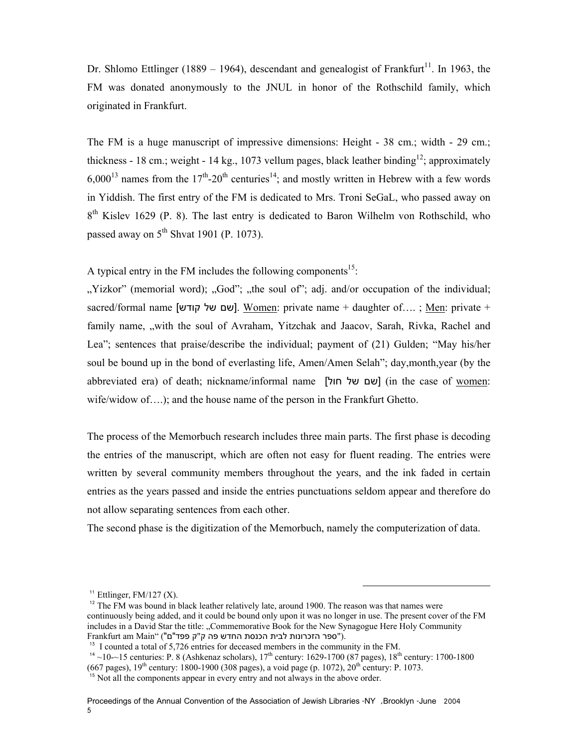Dr. Shlomo Ettlinger (1889 – 1964), descendant and genealogist of Frankfurt[11]. In 1963, the FM was donated anonymously to the JNUL in honor of the Rothschild family, which originated in Frankfurt.

The FM is a huge manuscript of impressive dimensions: Height - 38 cm.; width - 29 cm.; thickness - 18 cm.; weight - 14 kg., 1073 vellum pages, black leather binding[12]; approximately 6,000[13] names from the 17th-20th centuries[14]; and mostly written in Hebrew with a few words in Yiddish. The first entry of the FM is dedicated to Mrs. Troni SeGaL, who passed away on 8th Kislev 1629 (P. 8). The last entry is dedicated to Baron Wilhelm von Rothschild, who passed away on 5th Shvat 1901 (P. 1073).

A typical entry in the FM includes the following components[15]:

„Yizkor" (memorial word); „God"; „the soul of"; adj. and/or occupation of the individual; sacred/formal name [שם של קודש]. Women: private name + daughter of…. ; Men: private + family name, „with the soul of Avraham, Yitzchak and Jaacov, Sarah, Rivka, Rachel and Lea"; sentences that praise/describe the individual; payment of (21) Gulden; "May his/her soul be bound up in the bond of everlasting life, Amen/Amen Selah"; day,month,year (by the abbreviated era) of death; nickname/informal name [שם של חול] (in the case of women: wife/widow of….); and the house name of the person in the Frankfurt Ghetto.

The process of the Memorbuch research includes three main parts. The first phase is decoding the entries of the manuscript, which are often not easy for fluent reading. The entries were written by several community members throughout the years, and the ink faded in certain entries as the years passed and inside the entries punctuations seldom appear and therefore do not allow separating sentences from each other.

The second phase is the digitization of the Memorbuch, namely the computerization of data.

---

[11] Ettlinger, FM/127 (X).

[12] The FM was bound in black leather relatively late, around 1900. The reason was that names were continuously being added, and it could be bound only upon it was no longer in use. The present cover of the FM includes in a David Star the title: „Commemorative Book for the New Synagogue Here Holy Community Frankfurt am Main" ("ספר הזכרונות לבית הכנסת החדש פה ק"ק פפד"ם").

[13] I counted a total of 5,726 entries for deceased members in the community in the FM.

[14] ~10-~15 centuries: P. 8 (Ashkenaz scholars), 17th century: 1629-1700 (87 pages), 18th century: 1700-1800 (667 pages), 19th century: 1800-1900 (308 pages), a void page (p. 1072), 20th century: P. 1073.

[15] Not all the components appear in every entry and not always in the above order.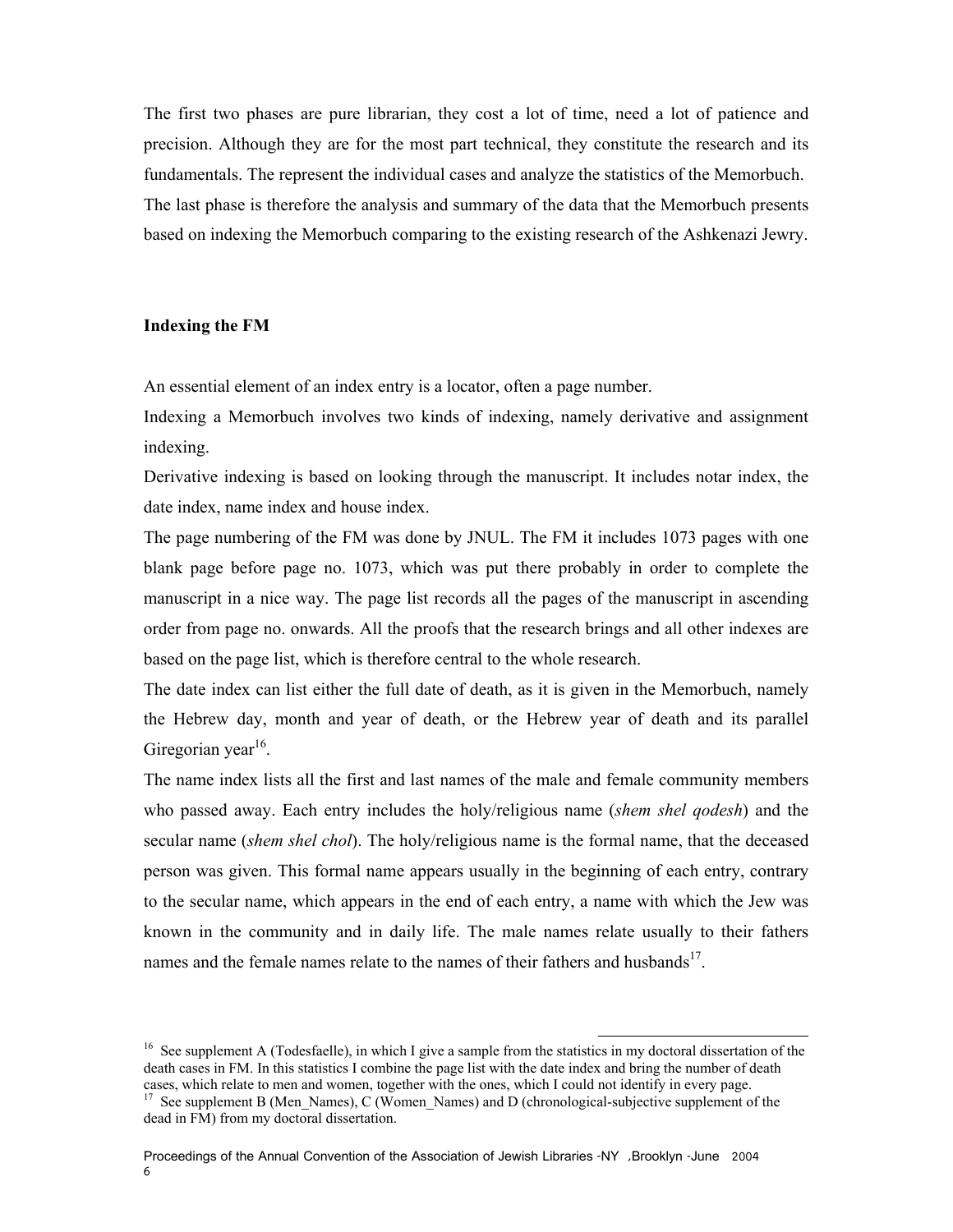The first two phases are pure librarian, they cost a lot of time, need a lot of patience and precision. Although they are for the most part technical, they constitute the research and its fundamentals. The represent the individual cases and analyze the statistics of the Memorbuch. The last phase is therefore the analysis and summary of the data that the Memorbuch presents based on indexing the Memorbuch comparing to the existing research of the Ashkenazi Jewry.

**Indexing the FM**

An essential element of an index entry is a locator, often a page number.

Indexing a Memorbuch involves two kinds of indexing, namely derivative and assignment indexing.

Derivative indexing is based on looking through the manuscript. It includes notar index, the date index, name index and house index.

The page numbering of the FM was done by JNUL. The FM it includes 1073 pages with one blank page before page no. 1073, which was put there probably in order to complete the manuscript in a nice way. The page list records all the pages of the manuscript in ascending order from page no. onwards. All the proofs that the research brings and all other indexes are based on the page list, which is therefore central to the whole research.

The date index can list either the full date of death, as it is given in the Memorbuch, namely the Hebrew day, month and year of death, or the Hebrew year of death and its parallel Giregorian year[16].

The name index lists all the first and last names of the male and female community members who passed away. Each entry includes the holy/religious name (*shem shel qodesh*) and the secular name (*shem shel chol*). The holy/religious name is the formal name, that the deceased person was given. This formal name appears usually in the beginning of each entry, contrary to the secular name, which appears in the end of each entry, a name with which the Jew was known in the community and in daily life. The male names relate usually to their fathers names and the female names relate to the names of their fathers and husbands[17].

---

[16] See supplement A (Todesfaelle), in which I give a sample from the statistics in my doctoral dissertation of the death cases in FM. In this statistics I combine the page list with the date index and bring the number of death cases, which relate to men and women, together with the ones, which I could not identify in every page.

[17] See supplement B (Men_Names), C (Women_Names) and D (chronological-subjective supplement of the dead in FM) from my doctoral dissertation.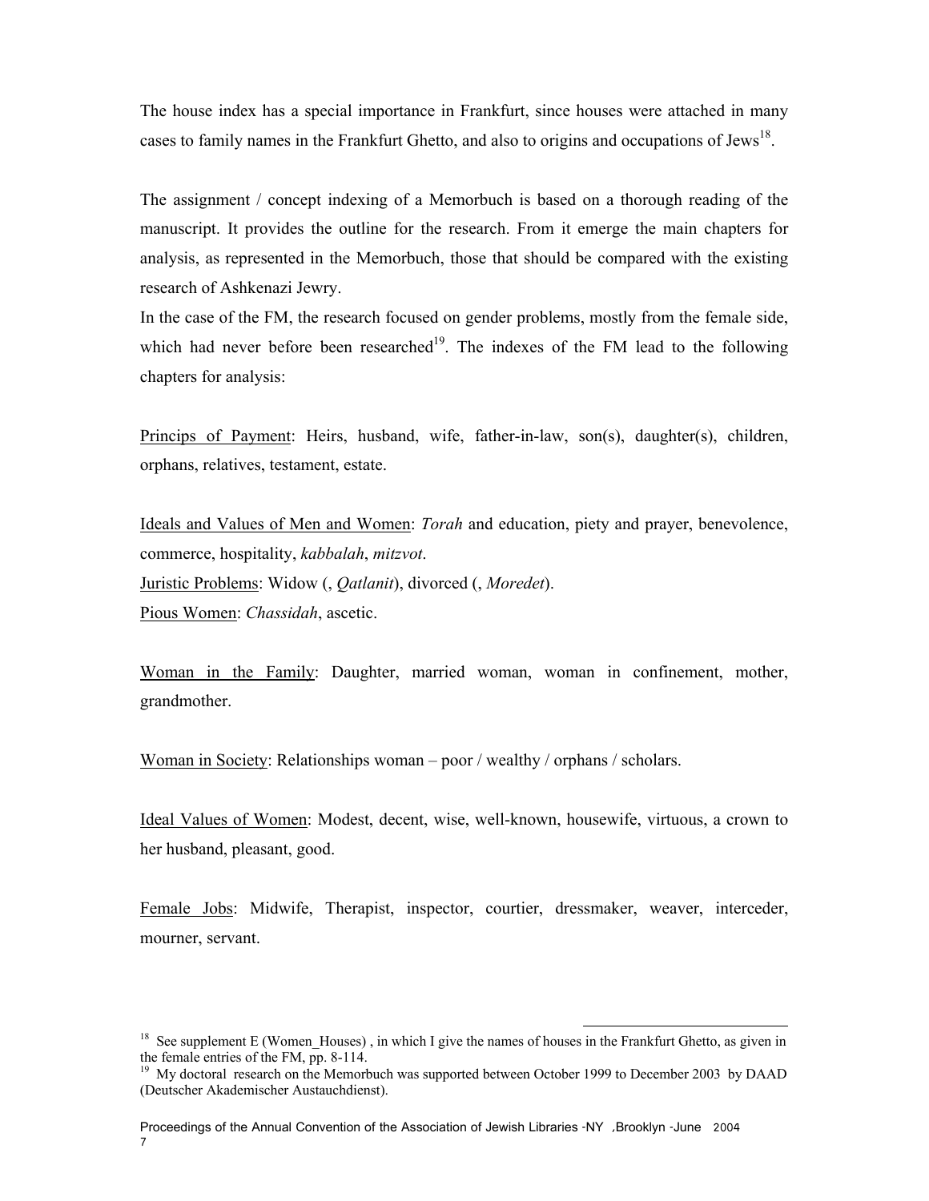The house index has a special importance in Frankfurt, since houses were attached in many cases to family names in the Frankfurt Ghetto, and also to origins and occupations of Jews[18].

The assignment / concept indexing of a Memorbuch is based on a thorough reading of the manuscript. It provides the outline for the research. From it emerge the main chapters for analysis, as represented in the Memorbuch, those that should be compared with the existing research of Ashkenazi Jewry.

In the case of the FM, the research focused on gender problems, mostly from the female side, which had never before been researched[19]. The indexes of the FM lead to the following chapters for analysis:

<u>Princips of Payment</u>: Heirs, husband, wife, father-in-law, son(s), daughter(s), children, orphans, relatives, testament, estate.

<u>Ideals and Values of Men and Women</u>: *Torah* and education, piety and prayer, benevolence, commerce, hospitality, *kabbalah*, *mitzvot*.

<u>Juristic Problems</u>: Widow (, *Qatlanit*), divorced (, *Moredet*).

<u>Pious Women</u>: *Chassidah*, ascetic.

<u>Woman in the Family</u>: Daughter, married woman, woman in confinement, mother, grandmother.

<u>Woman in Society</u>: Relationships woman – poor / wealthy / orphans / scholars.

<u>Ideal Values of Women</u>: Modest, decent, wise, well-known, housewife, virtuous, a crown to her husband, pleasant, good.

<u>Female Jobs</u>: Midwife, Therapist, inspector, courtier, dressmaker, weaver, interceder, mourner, servant.

---

[18] See supplement E (Women_Houses) , in which I give the names of houses in the Frankfurt Ghetto, as given in the female entries of the FM, pp. 8-114.

[19] My doctoral research on the Memorbuch was supported between October 1999 to December 2003 by DAAD (Deutscher Akademischer Austauchdienst).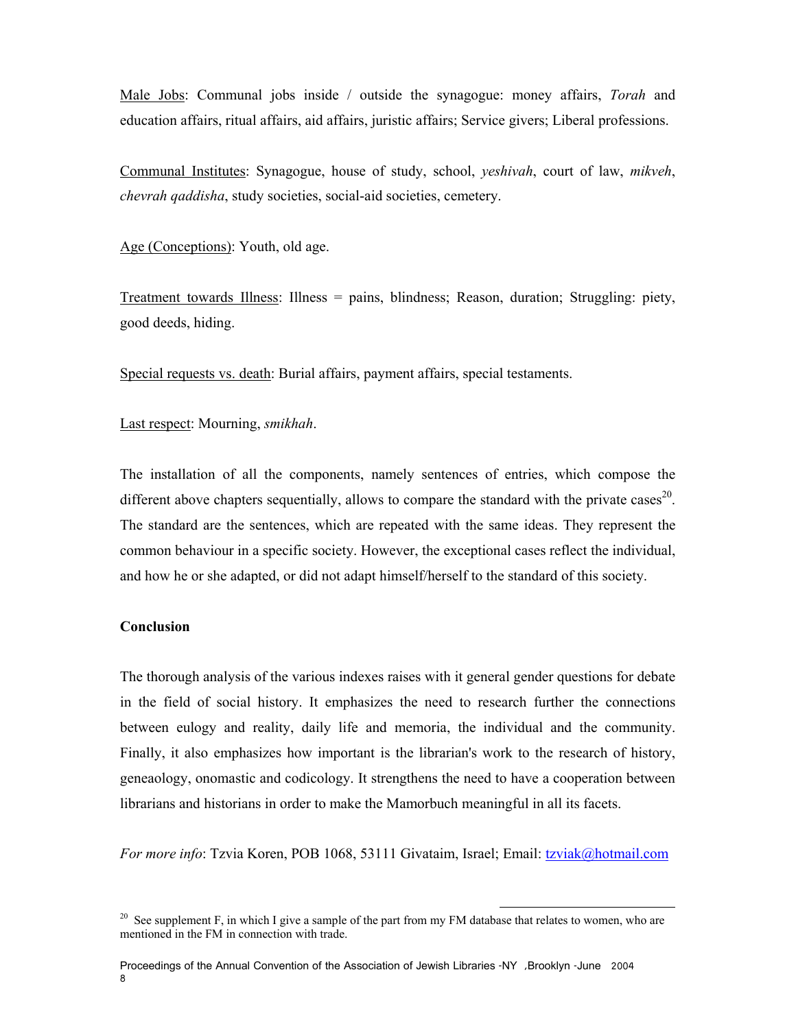Male Jobs: Communal jobs inside / outside the synagogue: money affairs, *Torah* and education affairs, ritual affairs, aid affairs, juristic affairs; Service givers; Liberal professions.

Communal Institutes: Synagogue, house of study, school, *yeshivah*, court of law, *mikveh*, *chevrah qaddisha*, study societies, social-aid societies, cemetery.

Age (Conceptions): Youth, old age.

Treatment towards Illness: Illness = pains, blindness; Reason, duration; Struggling: piety, good deeds, hiding.

Special requests vs. death: Burial affairs, payment affairs, special testaments.

Last respect: Mourning, *smikhah*.

The installation of all the components, namely sentences of entries, which compose the different above chapters sequentially, allows to compare the standard with the private cases[20]. The standard are the sentences, which are repeated with the same ideas. They represent the common behaviour in a specific society. However, the exceptional cases reflect the individual, and how he or she adapted, or did not adapt himself/herself to the standard of this society.

**Conclusion**

The thorough analysis of the various indexes raises with it general gender questions for debate in the field of social history. It emphasizes the need to research further the connections between eulogy and reality, daily life and memoria, the individual and the community. Finally, it also emphasizes how important is the librarian's work to the research of history, geneaology, onomastic and codicology. It strengthens the need to have a cooperation between librarians and historians in order to make the Mamorbuch meaningful in all its facets.

*For more info*: Tzvia Koren, POB 1068, 53111 Givataim, Israel; Email: tzviak@hotmail.com

[20] See supplement F, in which I give a sample of the part from my FM database that relates to women, who are mentioned in the FM in connection with trade.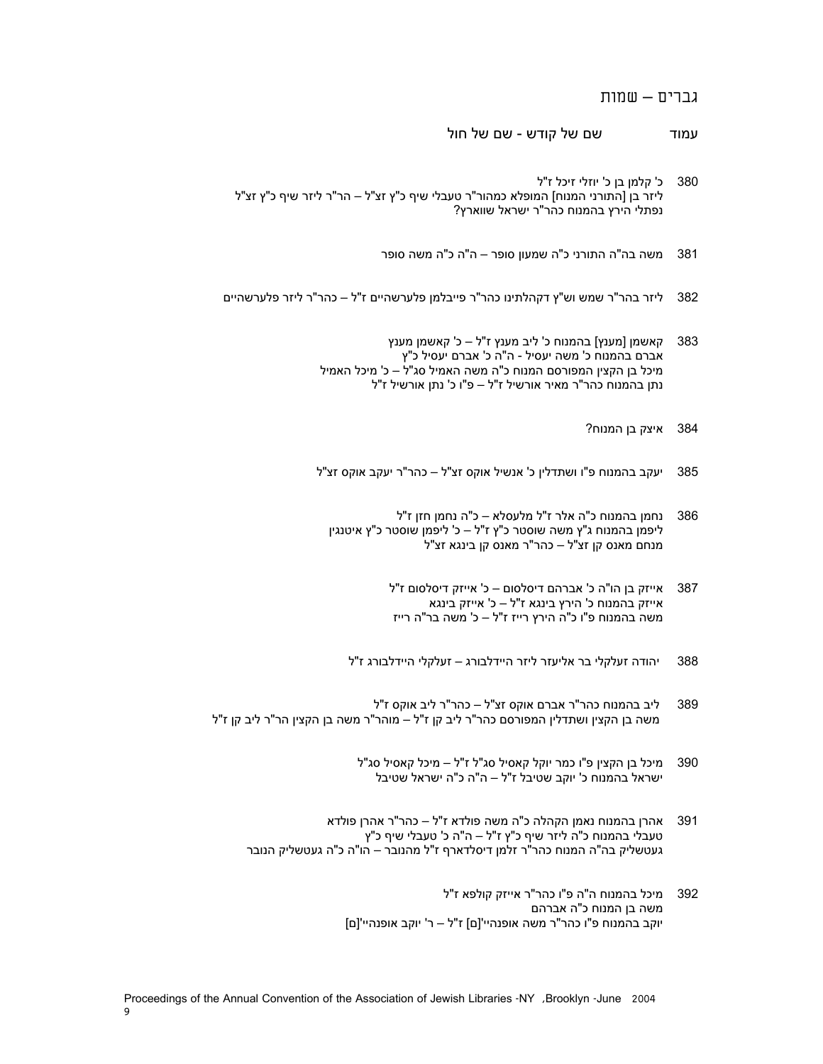# גברים – שמות

| עמוד | שם של קודש - שם של חול |
|---|---|
| 380 | כ' קלמן בן כ' יוזלי זיכל ז"ל<br>ליזר בן [התורני המנוח] המופלא כמהור"ר טעבלי שיף כ"ץ זצ"ל – הר"ר ליזר שיף כ"ץ זצ"ל<br>נפתלי הירץ בהמנוח כהר"ר ישראל שווארץ? |
| 381 | משה בה"ה התורני כ"ה שמעון סופר – ה"ה כ"ה משה סופר |
| 382 | ליזר בהר"ר שמש וש"ץ דקהלתינו כהר"ר פייבלמן פלערשהיים ז"ל – כהר"ר ליזר פלערשהיים |
| 383 | קאשמן [מענץ] בהמנוח כ' ליב מענץ ז"ל – כ' קאשמן מענץ<br>אברם בהמנוח כ' משה יעסיל - ה"ה כ' אברם יעסיל כ"ץ<br>מיכל בן הקצין המפורסם המנוח כ"ה משה האמיל סג"ל – כ' מיכל האמיל<br>נתן בהמנוח כהר"ר מאיר אורשיל ז"ל – פ"ו כ' נתן אורשיל ז"ל |
| 384 | איצק בן המנוח? |
| 385 | יעקב בהמנוח פ"ו ושתדלין כ' אנשיל אוקס זצ"ל – כהר"ר יעקב אוקס זצ"ל |
| 386 | נחמן בהמנוח כ"ה אלר ז"ל מלעסלא – כ"ה נחמן חזן ז"ל<br>ליפמן בהמנוח ג"ץ משה שוסטר כ"ץ ז"ל – כ' ליפמן שוסטר כ"ץ איטנגין<br>מנחם מאנס קן זצ"ל – כהר"ר מאנס קן בינגא זצ"ל |
| 387 | אייזק בן הו"ה כ' אברהם דיסלסום – כ' אייזק דיסלסום ז"ל<br>אייזק בהמנוח כ' הירץ בינגא ז"ל – כ' אייזק בינגא<br>משה בהמנוח פ"ו כ"ה הירץ רייז ז"ל – כ' משה בר"ה רייז |
| 388 | יהודה זעלקלי בר אליעזר ליזר היידלבורג – זעלקלי היידלבורג ז"ל |
| 389 | ליב בהמנוח כהר"ר אברם אוקס זצ"ל – כהר"ר ליב אוקס ז"ל<br>משה בן הקצין ושתדלין המפורסם כהר"ר ליב קן ז"ל – מוהר"ר משה בן הקצין הר"ר ליב קן ז"ל |
| 390 | מיכל בן הקצין פ"ו כמר יוקל קאסיל סג"ל ז"ל – מיכל קאסיל סג"ל<br>ישראל בהמנוח כ' יוקב שטיבל ז"ל – ה"ה כ"ה ישראל שטיבל |
| 391 | אהרן בהמנוח נאמן הקהלה כ"ה משה פולדא ז"ל – כהר"ר אהרן פולדא<br>טעבלי בהמנוח כ"ה ליזר שיף כ"ץ ז"ל – ה"ה כ' טעבלי שיף כ"ץ<br>געטשליק בה"ה המנוח כהר"ר זלמן דיסלדארף ז"ל מהנובר – הו"ה כ"ה געטשליק הנובר |
| 392 | מיכל בהמנוח ה"ה פ"ו כהר"ר אייזק קולפא ז"ל<br>משה בן המנוח כ"ה אברהם<br>יוקב בהמנוח פ"ו כהר"ר משה אופנהיי'[ם] ז"ל – ר' יוקב אופנהיי'[ם] |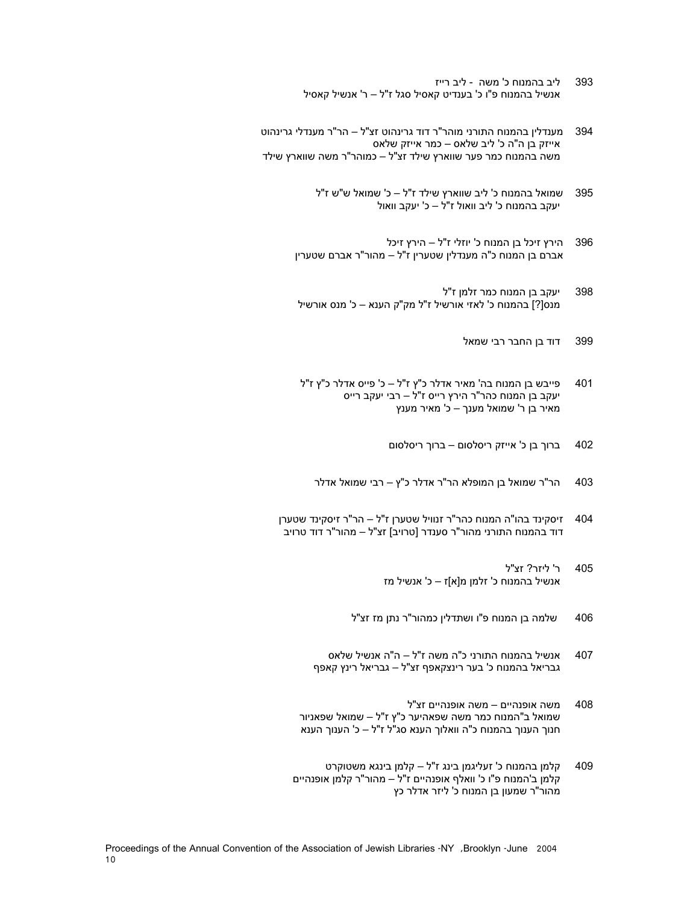393 ליב בהמנוח כ' משה - ליב רייז
אנשיל בהמנוח פ"ו כ' בענדיט קאסיל סגל ז"ל – ר' אנשיל קאסיל

394 מענדלין בהמנוח התורני מוהר"ר דוד גרינהוט זצ"ל – הר"ר מענדלי גרינהוט
אייזק בן ה"ה כ' ליב שלאס – כמר אייזק שלאס
משה בהמנוח כמר פער שווארץ שילד זצ"ל – כמוהר"ר משה שווארץ שילד

395 שמואל בהמנוח כ' ליב שווארץ שילד ז"ל – כ' שמואל ש"ש ז"ל
יעקב בהמנוח כ' ליב וואול ז"ל – כ' יעקב וואול

396 הירץ זיכל בן המנוח כ' יוזלי ז"ל – הירץ זיכל
אברם בן המנוח כ"ה מענדלין שטערין ז"ל – מהור"ר אברם שטערין

398 יעקב בן המנוח כמר זלמן ז"ל
מנס[?] בהמנוח כ' לאזי אורשיל ז"ל מק"ק הענא – כ' מנס אורשיל

399 דוד בן החבר רבי שמאל

401 פייבש בן המנוח בה' מאיר אדלר כ"ץ ז"ל – כ' פייס אדלר כ"ץ ז"ל
יעקב בן המנוח כהר"ר הירץ רייס ז"ל – רבי יעקב רייס
מאיר בן ר' שמואל מענך – כ' מאיר מענץ

402 ברוך בן כ' אייזק ריסלסום – ברוך ריסלסום

403 הר"ר שמואל בן המופלא הר"ר אדלר כ"ץ – רבי שמואל אדלר

404 זיסקינד בהו"ה המנוח כהר"ר זנוויל שטערן ז"ל – הר"ר זיסקינד שטערן
דוד בהמנוח התורני מהור"ר סענדר [טרויב] זצ"ל – מהור"ר דוד טרויב

405 ר' ליזר? זצ"ל
אנשיל בהמנוח כ' זלמן מ[א]ז – כ' אנשיל מז

406 שלמה בן המנוח פ"ו ושתדלין כמהור"ר נתן מז זצ"ל

407 אנשיל בהמנוח התורני כ"ה משה ז"ל – ה"ה אנשיל שלאס
גבריאל בהמנוח כ' בער רינצקאפף זצ"ל – גבריאל רינץ קאפף

408 משה אופנהיים – משה אופנהיים זצ"ל
שמואל ב"המנוח כמר משה שפאהיער כ"ץ ז"ל – שמואל שפאניור
חנוך הענוך בהמנוח כ"ה וואלוך הענא סג"ל ז"ל – כ' הענוך הענא

409 קלמן בהמנוח כ' זעליגמן בינג ז"ל – קלמן בינגא משטוקרט
קלמן ב'המנוח פ"ו כ' וואלף אופנהיים ז"ל – מהור"ר קלמן אופנהיים
מהור"ר שמעון בן המנוח כ' ליזר אדלר כץ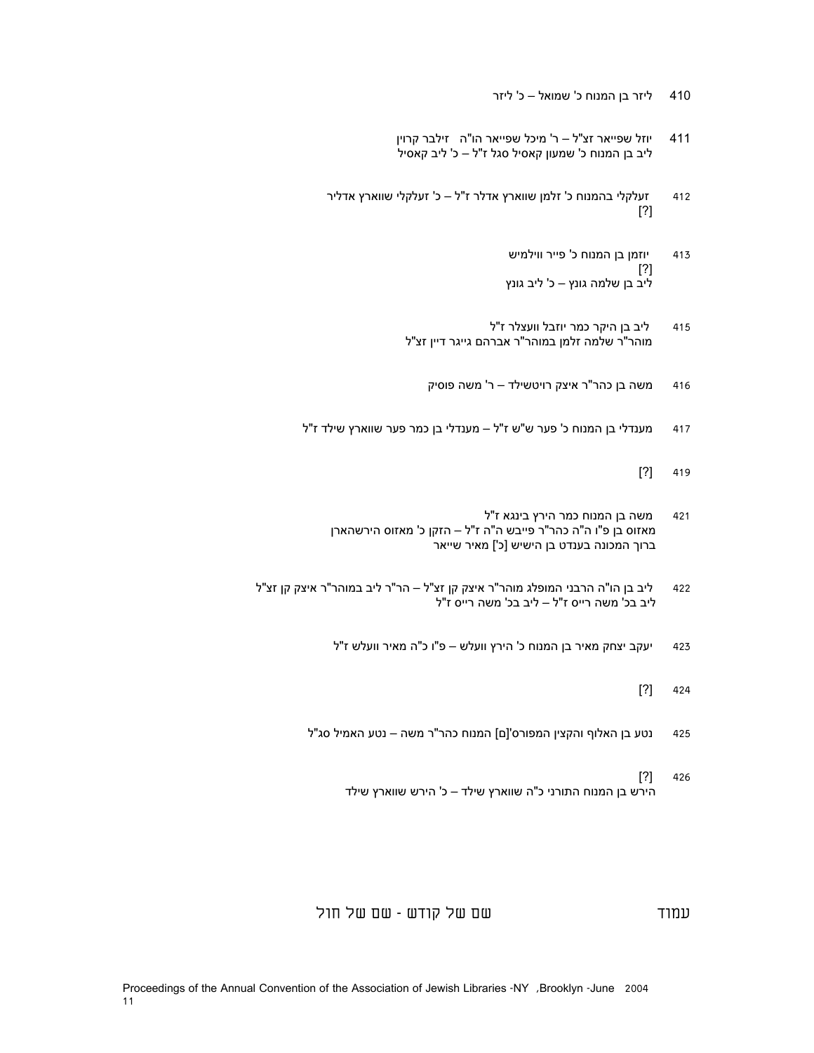410 ליזר בן המנוח כ' שמואל – כ' ליזר

411 יוזל שפייאר זצ"ל – ר' מיכל שפייאר הו"ה זילבר קרוין
ליב בן המנוח כ' שמעון קאסיל סגל ז"ל – כ' ליב קאסיל

412 זעלקלי בהמנוח כ' זלמן שווארץ אדלר ז"ל – כ' זעלקלי שווארץ אדליר
[?]

413 יוזמן בן המנוח כ' פייר ווילמיש
[?]
ליב בן שלמה גונץ – כ' ליב גונץ

415 ליב בן היקר כמר יוזבל וועצלר ז"ל
מוהר"ר שלמה זלמן במוהר"ר אברהם גייגר דיין זצ"ל

416 משה בן כהר"ר איצק רויטשילד – ר' משה פוסיק

417 מענדלי בן המנוח כ' פער ש"ש ז"ל – מענדלי בן כמר פער שווארץ שילד ז"ל

419 [?]

421 משה בן המנוח כמר הירץ בינגא ז"ל
מאזוס בן פ"ו ה"ה כהר"ר פייבש ה"ה ז"ל – הזקן כ' מאזוס הירשהארן
ברוך המכונה בענדט בן הישיש [כ'] מאיר שייאר

422 ליב בן הו"ה הרבני המופלג מוהר"ר איצק קן זצ"ל – הר"ר ליב במוהר"ר איצק קן זצ"ל
ליב בכ' משה רייס ז"ל – ליב בכ' משה רייס ז"ל

423 יעקב יצחק מאיר בן המנוח כ' הירץ וועלש – פ"ו כ"ה מאיר וועלש ז"ל

424 [?]

425 נטע בן האלוף והקצין המפורס'[ם] המנוח כהר"ר משה – נטע האמיל סג"ל

426 [?]
הירש בן המנוח התורני כ"ה שווארץ שילד – כ' הירש שווארץ שילד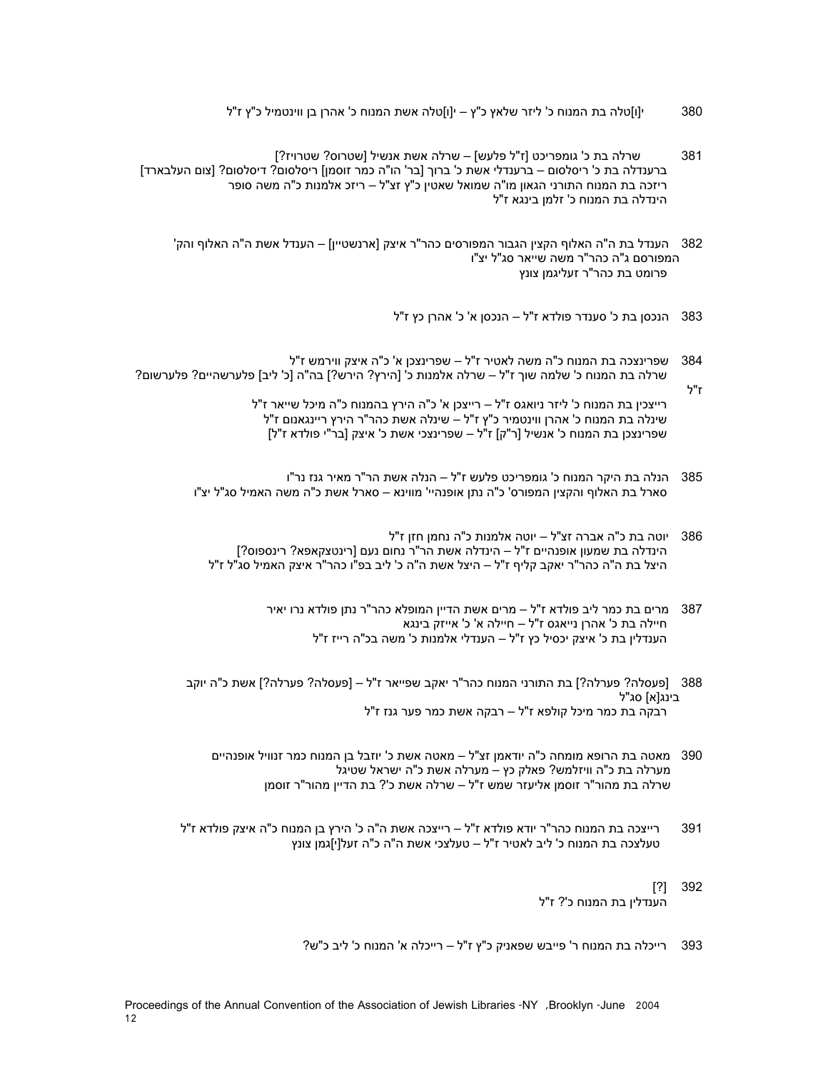380 י[ו]טלה בת המנוח כ' ליזר שלאץ כ"ץ – י[ו]טלה אשת המנוח כ' אהרן בן ווינטמיל כ"ץ ז"ל

381 שרלה בת כ' גומפריכט [ז"ל פלעש] – שרלה אשת אנשיל [שטרוס? שטרויז?]
ברענדלה בת כ' ריסלסום – ברענדלי אשת כ' ברוך [בר' הו"ה כמר זוסמן] ריסלסום? דיסלסום? [צום העלבארד]
ריזכה בת המנוח התורני הגאון מו"ה שמואל שאטין כ"ץ זצ"ל – ריזכ אלמנות כ"ה משה סופר
הינדלה בת המנוח כ' זלמן בינגא ז"ל

382 הענדל בת ה"ה האלוף הקצין הגבור המפורסים כהר"ר איצק [ארנשטיין] – הענדל אשת ה"ה האלוף והק' המפורסם ג"ה כהר"ר משה שייאר סג"ל יצ"ו
פרומט בת כהר"ר זעליגמן צונץ

383 הנכסן בת כ' סענדר פולדא ז"ל – הנכסן א' כ' אהרן כץ ז"ל

384 שפרינצכה בת המנוח כ"ה משה לאטיר ז"ל – שפרינצכן א' כ"ה איצק ווירמש ז"ל
שרלה בת המנוח כ' שלמה שוך ז"ל – שרלה אלמנות כ' [הירץ? הירש?] בה"ה [כ' ליב] פלערשהיים? פלערשום? ז"ל
רייצכין בת המנוח כ' ליזר ניואגס ז"ל – רייצכן א' כ"ה הירץ בהמנוח כ"ה מיכל שייאר ז"ל
שינלה בת המנוח כ' אהרן ווינטמיר כ"ץ ז"ל – שינלה אשת כהר"ר הירץ ריינגאנום ז"ל
שפרינצכן בת המנוח כ' אנשיל [ר"ק] ז"ל – שפרינצכי אשת כ' איצק [בר"י פולדא ז"ל]

385 הנלה בת היקר המנוח כ' גומפריכט פלעש ז"ל – הנלה אשת הר"ר מאיר גנז נר"ו
סארל בת האלוף והקצין המפורס' כ"ה נתן אופנהיי' מווינא – סארל אשת כ"ה משה האמיל סג"ל יצ"ו

386 יוטה בת כ"ה אברה זצ"ל – יוטה אלמנות כ"ה נחמן חזן ז"ל
הינדלה בת שמעון אופנהיים ז"ל – הינדלה אשת הר"ר נחום נעם [רינטצקאפא? רינספוס?]
היצל בת ה"ה כהר"ר יאקב קליף ז"ל – היצל אשת ה"ה כ' ליב בפ"ו כהר"ר איצק האמיל סג"ל ז"ל

387 מרים בת כמר ליב פולדא ז"ל – מרים אשת הדיין המופלא כהר"ר נתן פולדא נרו יאיר
חיילה בת כ' אהרן נייאגס ז"ל – חיילה א' כ' אייזק בינגא
הענדלין בת כ' איצק יכסיל כץ ז"ל – הענדלי אלמנות כ' משה בכ"ה רייז ז"ל

388 [פעסלה? פערלה?] בת התורני המנוח כהר"ר יאקב שפייאר ז"ל – [פעסלה? פערלה?] אשת כ"ה יוקב בינג[א] סג"ל
רבקה בת כמר מיכל קולפא ז"ל – רבקה אשת כמר פער גנז ז"ל

390 מאטה בת הרופא מומחה כ"ה יודאמן זצ"ל – מאטה אשת כ' יוזבל בן המנוח כמר זנוויל אופנהיים
מערלה בת כ"ה וויזלמש? פאלק כץ – מערלה אשת כ"ה ישראל שטיגל
שרלה בת מהור"ר זוסמן אליעזר שמש ז"ל – שרלה אשת כ'? בת הדיין מהור"ר זוסמן

391 רייצכה בת המנוח כהר"ר יודא פולדא ז"ל – רייצכה אשת ה"ה כ' הירץ בן המנוח כ"ה איצק פולדא ז"ל
טעלצכה בת המנוח כ' ליב לאטיר ז"ל – טעלצכי אשת ה"ה כ"ה זעל[י]גמן צונץ

392 [?]
הענדלין בת המנוח כ'? ז"ל

393 רייכלה בת המנוח ר' פייבש שפאניק כ"ץ ז"ל – רייכלה א' המנוח כ' ליב כ"ש?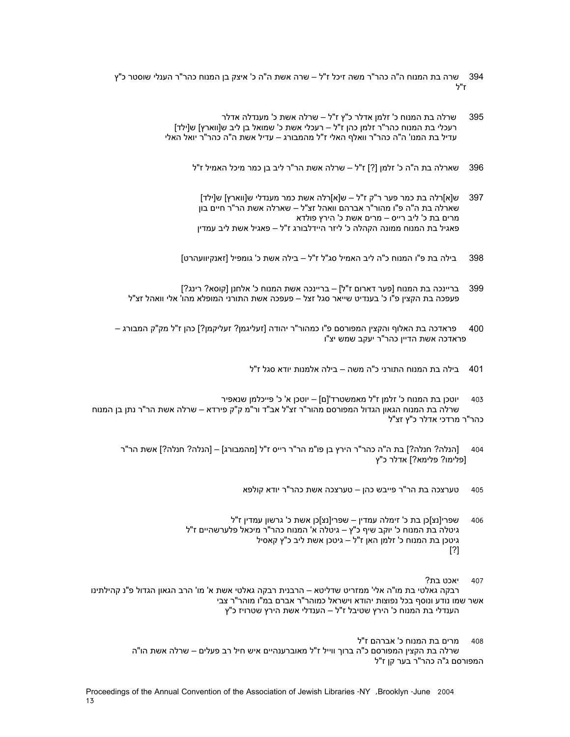394 שרה בת המנוח ה"ה כהר"ר משה זיכל ז"ל – שרה אשת ה"ה כ' איצק בן המנוח כהר"ר הענלי שוסטר כ"ץ ז"ל

395 שרלה בת המנוח כ' זלמן אדלר כ"ץ ז"ל – שרלה אשת כ' מענדלה אדלר
רעכלי בת המנוח כהר"ר זלמן כהן ז"ל – רעכלי אשת כ' שמואל בן ליב ש[ווארץ] ש[ילד]
עדיל בת המנו' ה"ה כהר"ר וואלף האלי ז"ל מהמבורג – עדיל אשת ה"ה כהר"ר יואל האלי

396 שארלה בת ה"ה כ' זלמן [?] ז"ל – שרלה אשת הר"ר ליב בן כמר מיכל האמיל ז"ל

397 ש[א]רלה בת כמר פער ר"ק ז"ל – ש[א]רלה אשת כמר מענדלי ש[ווארץ] ש[ילד]
שארלה בת ה"ה פ"ו מהור"ר אברהם וואהל זצ"ל – שארלה אשת הר"ר חיים בון
מרים בת כ' ליב רייס – מרים אשת כ' הירץ פולדא
פאגיל בת המנוח ממונה הקהלה כ' ליזר היידלבורג ז"ל – פאגיל אשת ליב עמדין

398 בילה בת פ"ו המנוח כ"ה ליב האמיל סג"ל ז"ל – בילה אשת כ' גומפיל [זאנקיוועהרט]

399 בריינכה בת המנוח [פער דארום ז"ל] – בריינכה אשת המנוח כ' אלחנן [קוסא? רינג?]
פעפכה בת הקצין פ"ו כ' בענדיט שייאר סגל זצל – פעפכה אשת התורני המופלא מהו' אלי וואהל זצ"ל

400 פראדכה בת האלוף והקצין המפורסם פ"ו כמהור"ר יהודה [זעליגמן? זעליקמן?] כהן ז"ל מק"ק המבורג – פראדכה אשת הדיין כהר"ר יעקב שמש יצ"ו

401 בילה בת המנוח התורני כ"ה משה – בילה אלמנות יודא סגל ז"ל

403 יוטכן בת המנוח כ' זלמן ז"ל מאמשטרד'[ם] – יוטכן א' כ' פייכלמן שנאפיר
שרלה בת המנוח הגאון הגדול המפורסם מהור"ר זצ"ל אב"ד ור"מ ק"ק פירדא – שרלה אשת הר"ר נתן בן המנוח כהר"ר מרדכי אדלר כ"ץ זצ"ל

404 [הנלה? חנלה?] בת ה"ה כהר"ר הירץ בן פו"מ הר"ר רייס ז"ל [מהמבורג] – [הנלה? חנלה?] אשת הר"ר [פלימו? פלימא?] אדלר כ"ץ

405 טערצכה בת הר"ר פייבש כהן – טערצכה אשת כהר"ר יודא קולפא

406 שפרי[נצ]כן בת כ' זימלה עמדין – שפרי[נצ]כן אשת כ' גרשון עמדין ז"ל
גיטלה בת המנוח כ' יוקב שיף כ"ץ – גיטלה א' המנוח כהר"ר מיכאל פלערשהיים ז"ל
גיטכן בת המנוח כ' זלמן האן ז"ל – גיטכן אשת ליב כ"ץ קאסיל
[?]

407 יאכט בת?
רבקה גאלטי בת מו"ה אלי' ממזריט שדליטא – הרבנית רבקה גאלטי אשת א' מו' הרב הגאון הגדול פ"נ קהילתינו אשר שמו נודע ונוסף בכל נפוצות יהודא וישראל כמוהר"ר אברם במ"ו מוהר"ר צבי
הענדלי בת המנוח כ' הירץ שטיבל ז"ל – הענדלי אשת הירץ שטרויז כ"ץ

408 מרים בת המנוח כ' אברהם ז"ל
שרלה בת הקצין המפורסם כ"ה ברוך וייל ז"ל מאוברענהיים איש חיל רב פעלים – שרלה אשת הו"ה המפורסם ג"ה כהר"ר בער קן ז"ל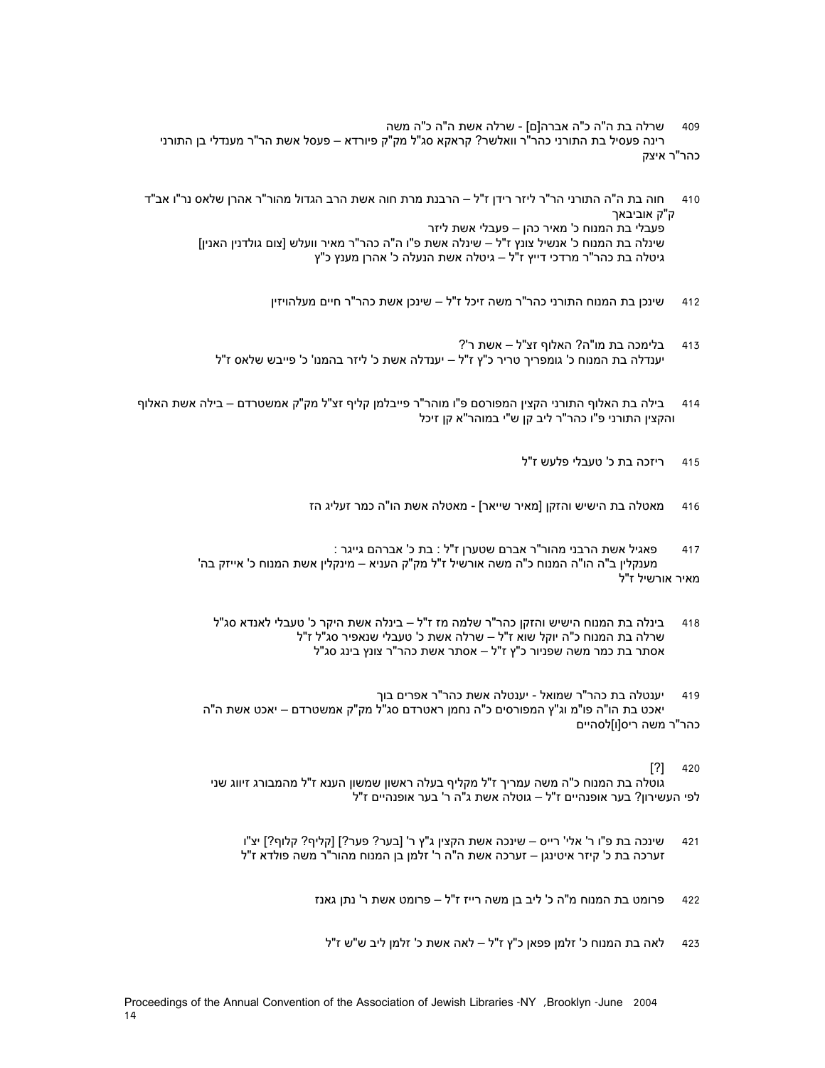409 שרלה בת ה"ה כ"ה אברה[ם] - שרלה אשת ה"ה כ"ה משה
רינה פעסיל בת התורני כהר"ר וואלשר? קראקא סג"ל מק"ק פיורדא – פעסל אשת הר"ר מענדלי בן התורני כהר"ר איצק

410 חוה בת ה"ה התורני הר"ר ליזר רידן ז"ל – הרבנת מרת חוה אשת הרב הגדול מהור"ר אהרן שלאס נר"ו אב"ד ק"ק אוביבאך
פעבלי בת המנוח כ' מאיר כהן – פעבלי אשת ליזר
שינלה בת המנוח כ' אנשיל צונץ ז"ל – שינלה אשת פ"ו ה"ה כהר"ר מאיר וועלש [צום גולדנין האנין]
גיטלה בת כהר"ר מרדכי דייץ ז"ל – גיטלה אשת הנעלה כ' אהרן מענץ כ"ץ

412 שינכן בת המנוח התורני כהר"ר משה זיכל ז"ל – שינכן אשת כהר"ר חיים מעלהויזין

413 בלימכה בת מו"ה? האלוף זצ"ל – אשת ר'?
יענדלה בת המנוח כ' גומפריך טריר כ"ץ ז"ל – יענדלה אשת כ' ליזר בהמנו' כ' פייבש שלאס ז"ל

414 בילה בת האלוף התורני הקצין המפורסם פ"ו מוהר"ר פייבלמן קליף זצ"ל מק"ק אמשטרדם – בילה אשת האלוף והקצין התורני פ"ו כהר"ר ליב קן ש"י במוהר"א קן זיכל

415 ריזכה בת כ' טעבלי פלעש ז"ל

416 מאטלה בת הישיש והזקן [מאיר שייאר] - מאטלה אשת הו"ה כמר זעליג הז

417 פאגיל אשת הרבני מהור"ר אברם שטערן ז"ל : בת כ' אברהם גייגר :
מענקלין ב"ה הו"ה המנוח כ"ה משה אורשיל ז"ל מק"ק העניא – מינקלין אשת המנוח כ' אייזק בה' מאיר אורשיל ז"ל

418 בינלה בת המנוח הישיש והזקן כהר"ר שלמה מז ז"ל – בינלה אשת היקר כ' טעבלי לאנדא סג"ל
שרלה בת המנוח כ"ה יוקל שוא ז"ל – שרלה אשת כ' טעבלי שנאפיר סג"ל ז"ל
אסתר בת כמר משה שפניור כ"ץ ז"ל – אסתר אשת כהר"ר צונץ בינג סג"ל

419 יענטלה בת כהר"ר שמואל - יענטלה אשת כהר"ר אפרים בוך
יאכט בת הו"ה פו"מ וג"ץ המפורסים כ"ה נחמן ראטרדם סג"ל מק"ק אמשטרדם – יאכט אשת ה"ה כהר"ר משה ריס[ו]לסהיים

420 [?]
גוטלה בת המנוח כ"ה משה עמריך ז"ל מקליף בעלה ראשון שמשון הענא ז"ל מהמבורג זיווג שני לפי העשירון? בער אופנהיים ז"ל – גוטלה אשת ג"ה ר' בער אופנהיים ז"ל

421 שינכה בת פ"ו ר' אלי' רייס – שינכה אשת הקצין ג"ץ ר' [בער? פער?] [קליף? קלוף?] יצ"ו
זערכה בת כ' קיזר איטינגן – זערכה אשת ה"ה ר' זלמן בן המנוח מהור"ר משה פולדא ז"ל

422 פרומט בת המנוח מ"ה כ' ליב בן משה רייז ז"ל – פרומט אשת ר' נתן גאנז

423 לאה בת המנוח כ' זלמן פפאן כ"ץ ז"ל – לאה אשת כ' זלמן ליב ש"ש ז"ל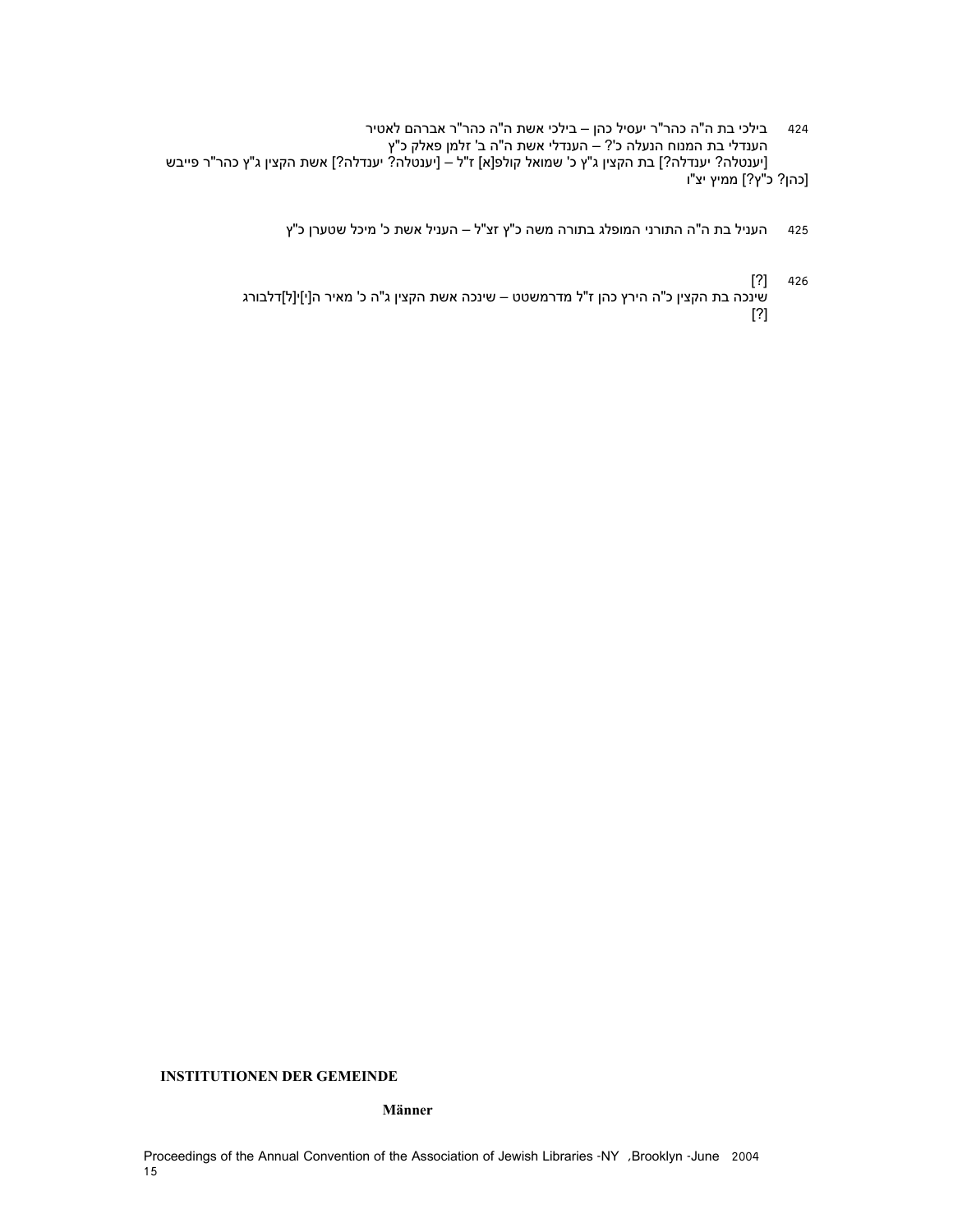424 בילכי בת ה"ה כהר"ר יעסיל כהן – בילכי אשת ה"ה כהר"ר אברהם לאטיר
הענדלי בת המנוח הנעלה כ'? – הענדלי אשת ה"ה ב' זלמן פאלק כ"ץ
[יענטלה? יענדלה?] בת הקצין ג"ץ כ' שמואל קולפ[א] ז"ל – [יענטלה? יענדלה?] אשת הקצין ג"ץ כהר"ר פייבש [כהן? כ"ץ?] ממיץ יצ"ו

425 העניל בת ה"ה התורני המופלג בתורה משה כ"ץ זצ"ל – העניל אשת כ' מיכל שטערן כ"ץ

426 [?]
שינכה בת הקצין כ"ה הירץ כהן ז"ל מדרמשטט – שינכה אשת הקצין ג"ה כ' מאיר ה[י]י[ל]דלבורג
[?]

**INSTITUTIONEN DER GEMEINDE**

**Männer**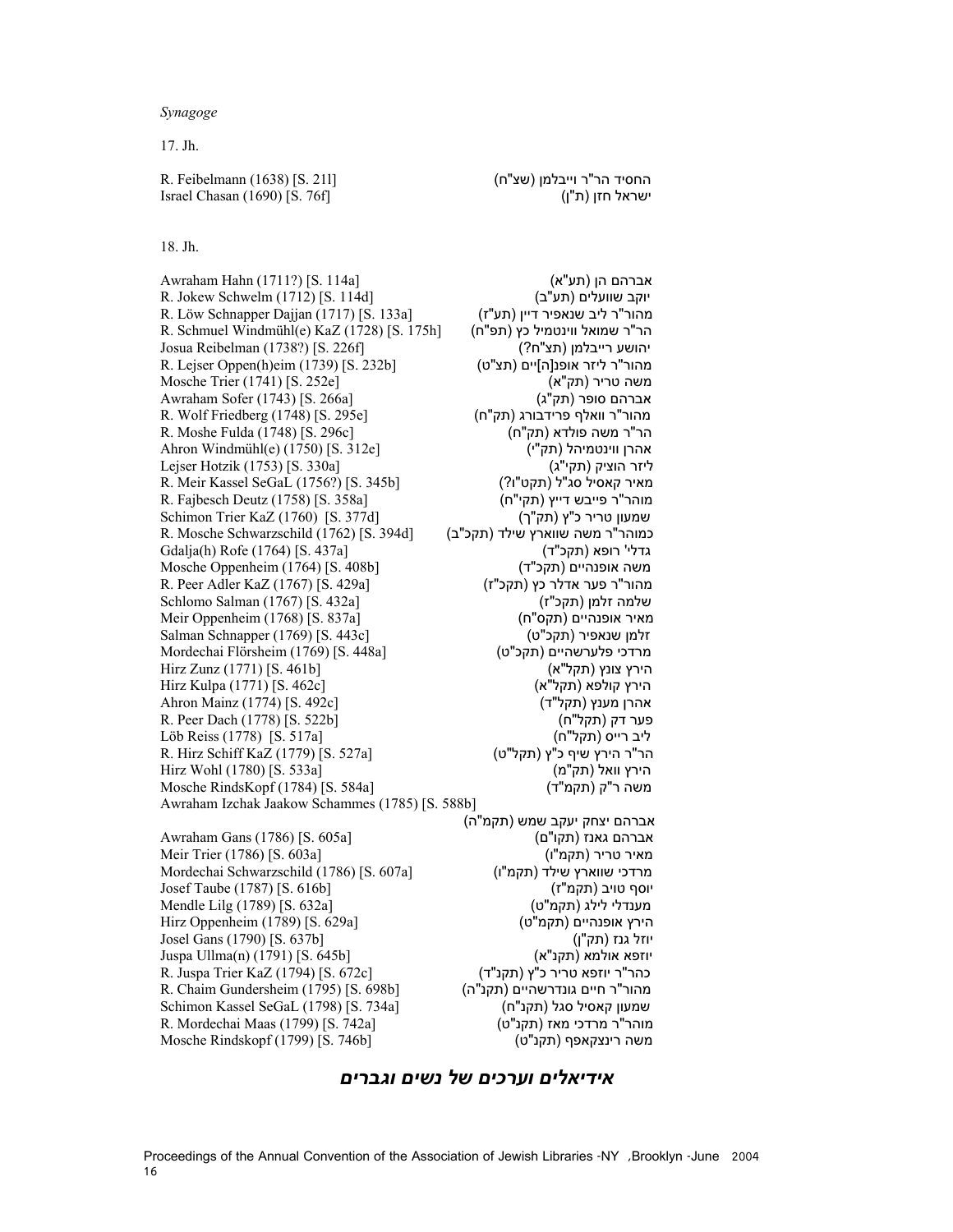*Synagoge*

17. Jh.

| | |
|---|---|
| R. Feibelmann (1638) [S. 21l] | החסיד הר"ר וייבלמן (שצ"ח) |
| Israel Chasan (1690) [S. 76f] | ישראל חזן (ת"ן) |

18. Jh.

| | |
|---|---|
| Awraham Hahn (1711?) [S. 114a] | אברהם הן (תע"א) |
| R. Jokew Schwelm (1712) [S. 114d] | יוקב שוועלים (תע"ב) |
| R. Löw Schnapper Dajjan (1717) [S. 133a] | מהור"ר ליב שנאפיר דיין (תע"ז) |
| R. Schmuel Windmühl(e) KaZ (1728) [S. 175h] | הר"ר שמואל ווינטמיל כץ (תפ"ח) |
| Josua Reibelman (1738?) [S. 226f] | יהושע רייבלמן (תצ"ח?) |
| R. Lejser Oppen(h)eim (1739) [S. 232b] | מהור"ר ליזר אופנ[ה]יים (תצ"ט) |
| Mosche Trier (1741) [S. 252e] | משה טריר (תק"א) |
| Awraham Sofer (1743) [S. 266a] | אברהם סופר (תק"ג) |
| R. Wolf Friedberg (1748) [S. 295e] | מהור"ר וואלף פרידבורג (תק"ח) |
| R. Moshe Fulda (1748) [S. 296c] | הר"ר משה פולדא (תק"ח) |
| Ahron Windmühl(e) (1750) [S. 312e] | אהרן ווינטמיהל (תק"י) |
| Lejser Hotzik (1753) [S. 330a] | ליזר הוציק (תקי"ג) |
| R. Meir Kassel SeGaL (1756?) [S. 345b] | מאיר קאסיל סג"ל (תקט"ו?) |
| R. Fajbesch Deutz (1758) [S. 358a] | מוהר"ר פייבש דייץ (תקי"ח) |
| Schimon Trier KaZ (1760) [S. 377d] | שמעון טריר כ"ץ (תק"ך) |
| R. Mosche Schwarzschild (1762) [S. 394d] | כמוהר"ר משה שווארץ שילד (תקכ"ב) |
| Gdalja(h) Rofe (1764) [S. 437a] | גדלי' רופא (תקכ"ד) |
| Mosche Oppenheim (1764) [S. 408b] | משה אופנהיים (תקכ"ד) |
| R. Peer Adler KaZ (1767) [S. 429a] | מהור"ר פער אדלר כץ (תקכ"ז) |
| Schlomo Salman (1767) [S. 432a] | שלמה זלמן (תקכ"ז) |
| Meir Oppenheim (1768) [S. 837a] | מאיר אופנהיים (תקס"ח) |
| Salman Schnapper (1769) [S. 443c] | זלמן שנאפיר (תקכ"ט) |
| Mordechai Flörsheim (1769) [S. 448a] | מרדכי פלערשהיים (תקכ"ט) |
| Hirz Zunz (1771) [S. 461b] | הירץ צונץ (תקל"א) |
| Hirz Kulpa (1771) [S. 462c] | הירץ קולפא (תקל"א) |
| Ahron Mainz (1774) [S. 492c] | אהרן מענץ (תקל"ד) |
| R. Peer Dach (1778) [S. 522b] | פער דק (תקל"ח) |
| Löb Reiss (1778) [S. 517a] | ליב רייס (תקל"ח) |
| R. Hirz Schiff KaZ (1779) [S. 527a] | הר"ר הירץ שיף כ"ץ (תקל"ט) |
| Hirz Wohl (1780) [S. 533a] | הירץ וואל (תק"מ) |
| Mosche RindsKopf (1784) [S. 584a] | משה ר"ק (תקמ"ד) |
| Awraham Izchak Jaakow Schammes (1785) [S. 588b] | אברהם יצחק יעקב שמש (תקמ"ה) |
| Awraham Gans (1786) [S. 605a] | אברהם גאנז (תקו"ם) |
| Meir Trier (1786) [S. 603a] | מאיר טריר (תקמ"ו) |
| Mordechai Schwarzschild (1786) [S. 607a] | מרדכי שווארץ שילד (תקמ"ו) |
| Josef Taube (1787) [S. 616b] | יוסף טויב (תקמ"ז) |
| Mendle Lilg (1789) [S. 632a] | מענדלי לילג (תקמ"ט) |
| Hirz Oppenheim (1789) [S. 629a] | הירץ אופנהיים (תקמ"ט) |
| Josel Gans (1790) [S. 637b] | יוזל גנז (תק"ן) |
| Juspa Ullma(n) (1791) [S. 645b] | יוזפא אולמא (תקנ"א) |
| R. Juspa Trier KaZ (1794) [S. 672c] | כהר"ר יוזפא טריר כ"ץ (תקנ"ד) |
| R. Chaim Gundersheim (1795) [S. 698b] | מהור"ר חיים גונדרשהיים (תקנ"ה) |
| Schimon Kassel SeGaL (1798) [S. 734a] | שמעון קאסיל סגל (תקנ"ח) |
| R. Mordechai Maas (1799) [S. 742a] | מוהר"ר מרדכי מאז (תקנ"ט) |
| Mosche Rindskopf (1799) [S. 746b] | משה רינצקאפף (תקנ"ט) |

## *אידיאלים וערכים של נשים וגברים*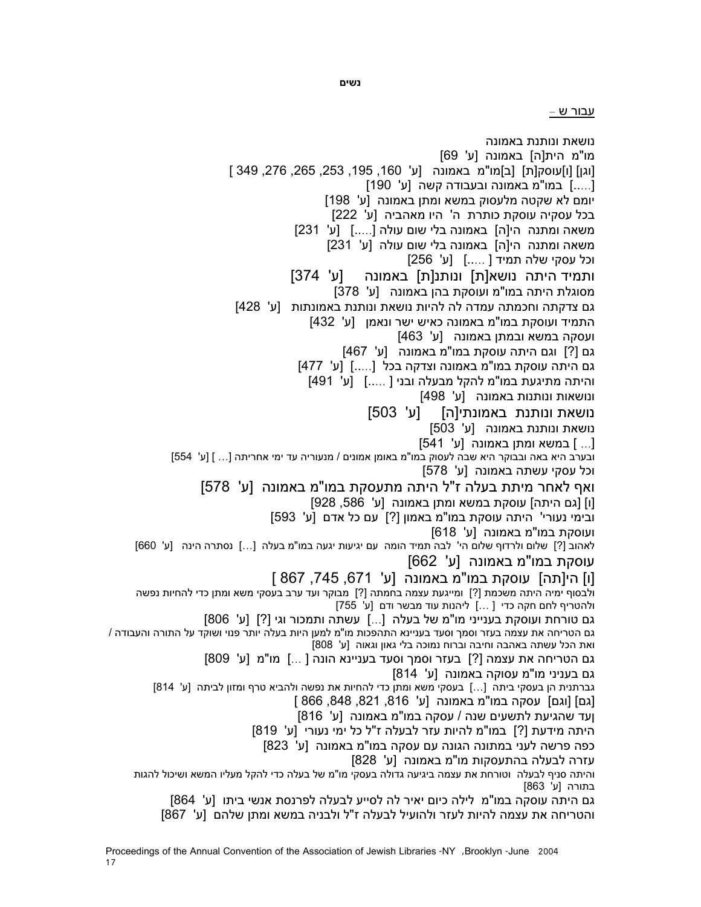**נשים**

<u>עבור ש –</u>

נושאת ונותנת באמונה

מו"מ הית[ה] באמונה [ע' 69]

[וגן] [ו]עוסק[ת] [ב]מו"מ באמונה [ע' 160, 195, 253, 265, 276, 349 ]

[.....] במו"מ באמונה ובעבודה קשה [ע' 190]

יומם לא שקטה מלעסוק במשא ומתן באמונה [ע' 198]

בכל עסקיה עוסקת כותרת ה' היו מאהביה [ע' 222]

משאה ומתנה הי[ה] באמונה בלי שום עולה [.....] [ע' 231]

משאה ומתנה הי[ה] באמונה בלי שום עולה [ע' 231]

וכל עסקי שלה תמיד [ .....] [ע' 256]

ותמיד היתה נושא[ת] ונותנ[ת] באמונה [ע' 374]

מסוגלת היתה במו"מ ועוסקת בהן באמונה [ע' 378]

גם צדקתה וחכמתה עמדה לה להיות נושאת ונותנת באמונתות [ע' 428]

התמיד ועוסקת במו"מ באמונה כאיש ישר ונאמן [ע' 432]

ועסקה במשא ובמתן באמונה [ע' 463]

גם [?] וגם היתה עוסקת במו"מ באמונה [ע' 467]

גם היתה עוסקת במו"מ באמונה וצדקה בכל [.....] [ע' 477]

והיתה מתיגעת במו"מ להקל מבעלה ובני [ .....] [ע' 491]

ונושאות ונותנות באמונה [ע' 498]

נושאת ונותנת באמונתי[ה] [ע' 503]

נושאת ונותנת באמונה [ע' 503]

[... ] במשא ומתן באמונה [ע' 541]

ובערב היא באה ובבוקר היא שבה לעסוק במו"מ באומן אמונים / מנעוריה עד ימי אחריתה [... ] [ע' 554]

וכל עסקי עשתה באמונה [ע' 578]

ואף לאחר מיתת בעלה ז"ל היתה מתעסקת במו"מ באמונה [ע' 578]

[ו] [גם היתה] עוסקת במשא ומתן באמונה [ע' 586, 928]

ובימי נעורי' היתה עוסקת במו"מ באמון [?] עם כל אדם [ע' 593]

ועוסקת במו"מ באמונה [ע' 618]

לאהוב [?] שלום ולרדוף שלום הי' לבה תמיד הומה עם יגיעות יגעה במו"מ בעלה [...] נסתרה הינה [ע' 660]

עוסקת במו"מ באמונה [ע' 662]

[ו] הי[תה] עוסקת במו"מ באמונה [ע' 671, 745, 867 ]

ולבסוף ימיה היתה משכמת [?] ומייגעת עצמה בחמתה [?] מבוקר ועד ערב בעסקי משא ומתן כדי להחיות נפשה ולהטריף לחם חקה כדי [ ...] ליהנות עוד מבשר ודם [ע' 755]

גם טורחת ועוסקת בענייני מו"מ של בעלה [...] עשתה ותמכור וגי [?] [ע' 806]

גם הטריחה את עצמה בעזר וסמך וסעד בעניינא התהפכות מו"מ למען היות בעלה יותר פנוי ושוקד על התורה והעבודה / ואת הכל עשתה באהבה וחיבה וברוח נמוכה בלי גאון וגאוה [ע' 808]

גם הטריחה את עצמה [?] בעזר וסמך וסעד בעניינא הונה [ ...] מו"מ [ע' 809]

גם בעניני מו"מ עסוקה באמונה [ע' 814]

גברתנית הן בעסקי ביתה [...] בעסקי משא ומתן כדי להחיות את נפשה ולהביא טרף ומזון לביתה [ע' 814]

[גם] [וגם] עסקה במו"מ באמונה [ע' 816, 821, 848, 866 ]

ועד שהגיעת לתשעים שנה / עסקה במו"מ באמונה [ע' 816]

היתה מידעת [?] במו"מ להיות עזר לבעלה ז"ל כל ימי נעורי [ע' 819]

כפה פרשה לעני במתונה הגונה עם עסקה במו"מ באמונה [ע' 823]

עזרה לבעלה בהתעסקות מו"מ באמונה [ע' 828]

והיתה סניף לבעלה וטורחת את עצמה ביגיעה גדולה בעסקי מו"מ של בעלה כדי להקל מעליו המשא ושיכול להגות בתורה [ע' 863]

גם היתה עוסקה במו"מ לילה כיום יאיר לה לסייע לבעלה לפרנסת אנשי ביתו [ע' 864]

והטריחה את עצמה להיות לעזר ולהועיל לבעלה ז"ל ולבניה במשא ומתן שלהם [ע' 867]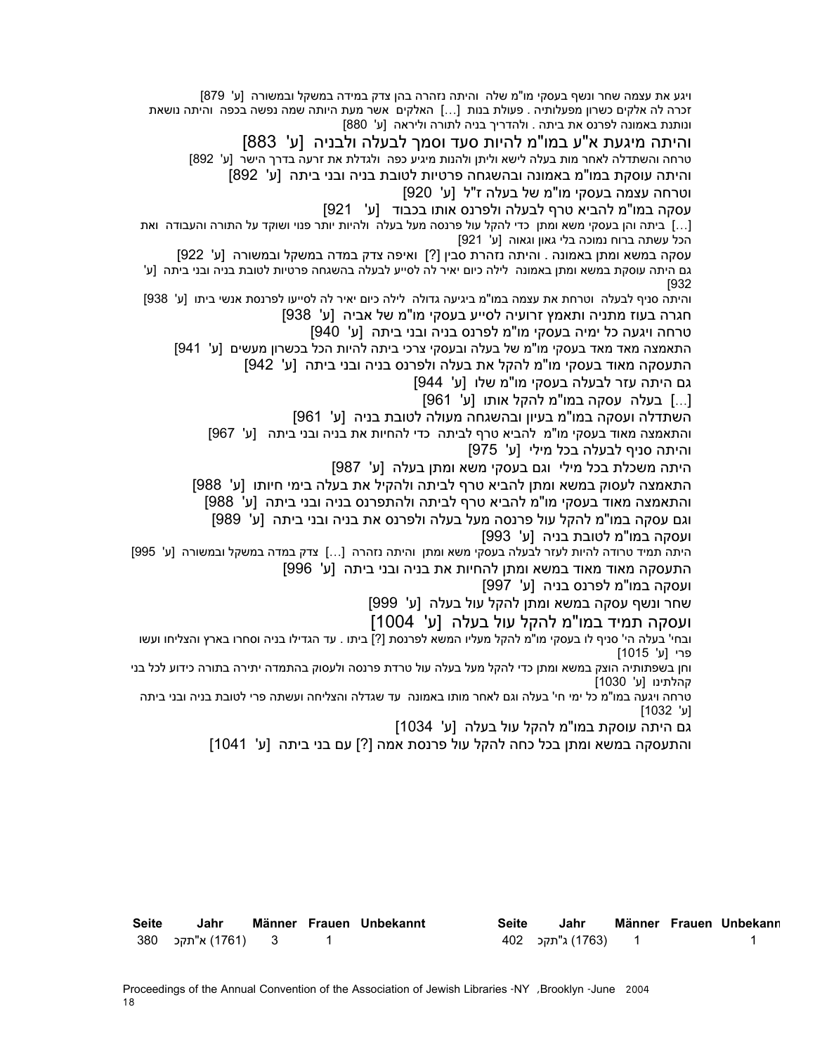ויגע את עצמה שחר ונשף בעסקי מו"מ שלה והיתה נזהרה בהן צדק במידה במשקל ובמשורה [ע' 879]

זכרה לה אלקים כשרון מפעלותיה . פעולת בנות [...] האלקים אשר מעת היותה שמה נפשה בכפה והיתה נושאת ונותנת באמונה לפרנס את ביתה . ולהדריך בניה לתורה וליראה [ע' 880]

והיתה מיגעת א"ע במו"מ להיות סעד וסמך לבעלה ולבניה [ע' 883]

טרחה והשתדלה לאחר מות בעלה לישא וליתן ולהנות מיגיע כפה ולגדלת את זרעה בדרך הישר [ע' 892]

והיתה עוסקת במו"מ באמונה ובהשגחה פרטיות לטובת בניה ובני ביתה [ע' 892]

וטרחה עצמה בעסקי מו"מ של בעלה ז"ל [ע' 920]

עסקה במו"מ להביא טרף לבעלה ולפרנס אותו בכבוד [ע' 921]

[...] ביתה והן בעסקי משא ומתן כדי להקל עול פרנסה מעל בעלה ולהיות יותר פנוי ושוקד על התורה והעבודה ואת הכל עשתה ברוח נמוכה בלי גאון וגאוה [ע' 921]

עסקה במשא ומתן באמונה . והיתה נזהרת סבין [?] ואיפה צדק במדה במשקל ובמשורה [ע' 922]

גם היתה עוסקת במשא ומתן באמונה לילה כיום יאיר לה לסייע לבעלה בהשגחה פרטיות לטובת בניה ובני ביתה [ע' 932]

והיתה סניף לבעלה וטרחת את עצמה במו"מ ביגיעה גדולה לילה כיום יאיר לה לסייעו לפרנסת אנשי ביתו [ע' 938]

חגרה בעוז מתניה ותאמץ זרועיה לסייע בעסקי מו"מ של אביה [ע' 938]

טרחה ויגעה כל ימיה בעסקי מו"מ לפרנס בניה ובני ביתה [ע' 940]

התאמצה מאד מאד בעסקי מו"מ של בעלה ובעסקי צרכי ביתה להיות הכל בכשרון מעשים [ע' 941]

התעסקה מאוד בעסקי מו"מ להקל את בעלה ולפרנס בניה ובני ביתה [ע' 942]

גם היתה עזר לבעלה בעסקי מו"מ שלו [ע' 944]

[...] בעלה עסקה במו"מ להקל אותו [ע' 961]

השתדלה ועסקה במו"מ בעיון ובהשגחה מעולה לטובת בניה [ע' 961]

והתאמצה מאוד בעסקי מו"מ להביא טרף לביתה כדי להחיות את בניה ובני ביתה [ע' 967]

והיתה סניף לבעלה בכל מילי [ע' 975]

היתה משכלת בכל מילי וגם בעסקי משא ומתן בעלה [ע' 987]

התאמצה לעסוק במשא ומתן להביא טרף לביתה ולהקיל את בעלה בימי חיותו [ע' 988]

והתאמצה מאוד בעסקי מו"מ להביא טרף לביתה ולהתפרנס בניה ובני ביתה [ע' 988]

וגם עסקה במו"מ להקל עול פרנסה מעל בעלה ולפרנס את בניה ובני ביתה [ע' 989]

ועסקה במו"מ לטובת בניה [ע' 993]

היתה תמיד טרודה להיות לעזר לבעלה בעסקי משא ומתן והיתה נזהרה [...] צדק במדה במשקל ובמשורה [ע' 995]

התעסקה מאוד מאוד במשא ומתן להחיות את בניה ובני ביתה [ע' 996]

ועסקה במו"מ לפרנס בניה [ע' 997]

שחר ונשף עסקה במשא ומתן להקל עול בעלה [ע' 999]

ועסקה תמיד במו"מ להקל עול בעלה [ע' 1004]

ובחי' בעלה הי' סניף לו בעסקי מו"מ להקל מעליו המשא לפרנסת [?] ביתו . עד הגדילו בניה וסחרו בארץ והצליחו ועשו פרי [ע' 1015]

וחן בשפתותיה הוצק במשא ומתן כדי להקל מעל בעלה עול טרדת פרנסה ולעסוק בהתמדה יתירה בתורה כידוע לכל בני קהלתינו [ע' 1030]

טרחה ויגעה במו"מ כל ימי חי' בעלה וגם לאחר מותו באמונה עד שגדלה והצליחה ועשתה פרי לטובת בניה ובני ביתה [ע' 1032]

גם היתה עוסקת במו"מ להקל עול בעלה [ע' 1034]

והתעסקה במשא ומתן בכל כחה להקל עול פרנסת אמה [?] עם בני ביתה [ע' 1041]

| Seite | Jahr | Männer | Frauen | Unbekannt |
|---|---|---|---|---|
| 380 | א"תקכ (1761) | 3 | 1 | |

| Seite | Jahr | Männer | Frauen | Unbekannt |
|---|---|---|---|---|
| 402 | ג"תקכ (1763) | 1 | | 1 |

Proceedings of the Annual Convention of the Association of Jewish Libraries -NY ,Brooklyn -June 2004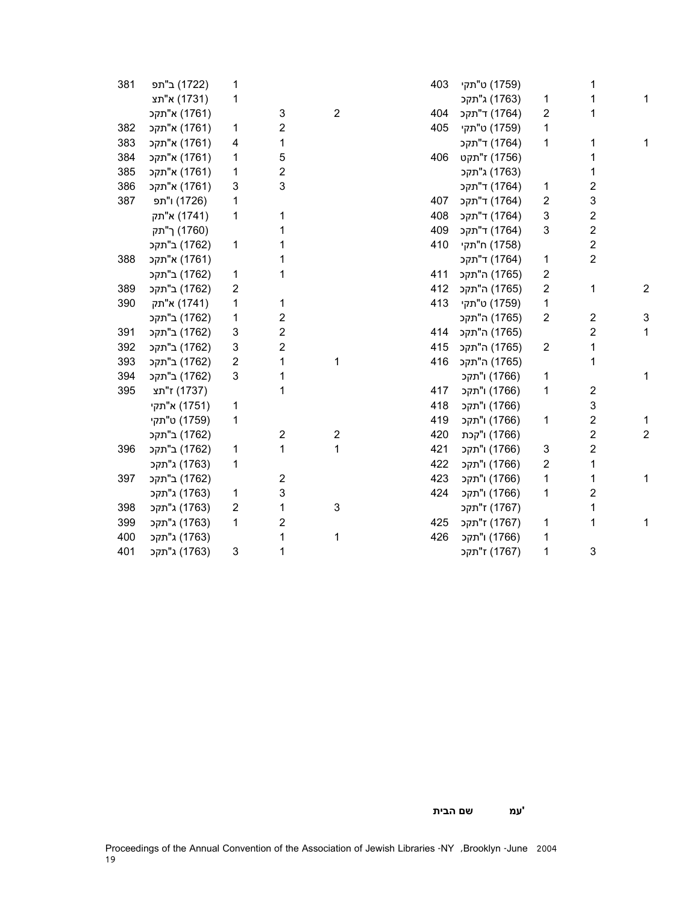| | | | | |
|---|---|---|---|---|
| 381 | (1722) ב"תפ | 1 | | |
| | (1731) א"תצ | 1 | | |
| | (1761) א"תקכ | | 3 | 2 |
| 382 | (1761) א"תקכ | 1 | 2 | |
| 383 | (1761) א"תקכ | 4 | 1 | |
| 384 | (1761) א"תקכ | 1 | 5 | |
| 385 | (1761) א"תקכ | 1 | 2 | |
| 386 | (1761) א"תקכ | 3 | 3 | |
| 387 | (1726) ו"תפ | 1 | | |
| | (1741) א"תק | 1 | 1 | |
| | (1760) ך"תק | | 1 | |
| | (1762) ב"תקכ | 1 | 1 | |
| 388 | (1761) א"תקכ | | 1 | |
| | (1762) ב"תקכ | 1 | 1 | |
| 389 | (1762) ב"תקכ | 2 | | |
| 390 | (1741) א"תק | 1 | 1 | |
| | (1762) ב"תקכ | 1 | 2 | |
| 391 | (1762) ב"תקכ | 3 | 2 | |
| 392 | (1762) ב"תקכ | 3 | 2 | |
| 393 | (1762) ב"תקכ | 2 | 1 | 1 |
| 394 | (1762) ב"תקכ | 3 | 1 | |
| 395 | (1737) ז"תצ | | 1 | |
| | (1751) א"תקי | 1 | | |
| | (1759) ט"תקי | 1 | | |
| | (1762) ב"תקכ | | 2 | 2 |
| 396 | (1762) ב"תקכ | 1 | 1 | 1 |
| | (1763) ג"תקכ | 1 | | |
| 397 | (1762) ב"תקכ | | 2 | |
| | (1763) ג"תקכ | 1 | 3 | |
| 398 | (1763) ג"תקכ | 2 | 1 | 3 |
| 399 | (1763) ג"תקכ | 1 | 2 | |
| 400 | (1763) ג"תקכ | | 1 | 1 |
| 401 | (1763) ג"תקכ | 3 | 1 | |
| 403 | (1759) ט"תקי | | 1 | |
| | (1763) ג"תקכ | 1 | 1 | 1 |
| 404 | (1764) ד"תקכ | 2 | 1 | |
| 405 | (1759) ט"תקי | 1 | | |
| | (1764) ד"תקכ | 1 | 1 | 1 |
| 406 | (1756) ז"תקט | | 1 | |
| | (1763) ג"תקכ | | 1 | |
| | (1764) ד"תקכ | 1 | 2 | |
| 407 | (1764) ד"תקכ | 2 | 3 | |
| 408 | (1764) ד"תקכ | 3 | 2 | |
| 409 | (1764) ד"תקכ | 3 | 2 | |
| 410 | (1758) ח"תקי | | 2 | |
| | (1764) ד"תקכ | 1 | 2 | |
| 411 | (1765) ה"תקכ | 2 | | |
| 412 | (1765) ה"תקכ | 2 | 1 | 2 |
| 413 | (1759) ט"תקי | 1 | | |
| | (1765) ה"תקכ | 2 | 2 | 3 |
| 414 | (1765) ה"תקכ | | 2 | 1 |
| 415 | (1765) ה"תקכ | 2 | 1 | |
| 416 | (1765) ה"תקכ | | 1 | |
| | (1766) ו"תקכ | 1 | | 1 |
| 417 | (1766) ו"תקכ | 1 | 2 | |
| 418 | (1766) ו"תקכ | | 3 | |
| 419 | (1766) ו"תקכ | 1 | 2 | 1 |
| 420 | (1766) ו"קכת | | 2 | 2 |
| 421 | (1766) ו"תקכ | 3 | 2 | |
| 422 | (1766) ו"תקכ | 2 | 1 | |
| 423 | (1766) ו"תקכ | 1 | 1 | 1 |
| 424 | (1766) ו"תקכ | 1 | 2 | |
| | (1767) ז"תקכ | | 1 | |
| 425 | (1767) ז"תקכ | 1 | 1 | 1 |
| 426 | (1766) ו"תקכ | 1 | | |
| | (1767) ז"תקכ | 1 | 3 | |

**שם הבית** **עמ'**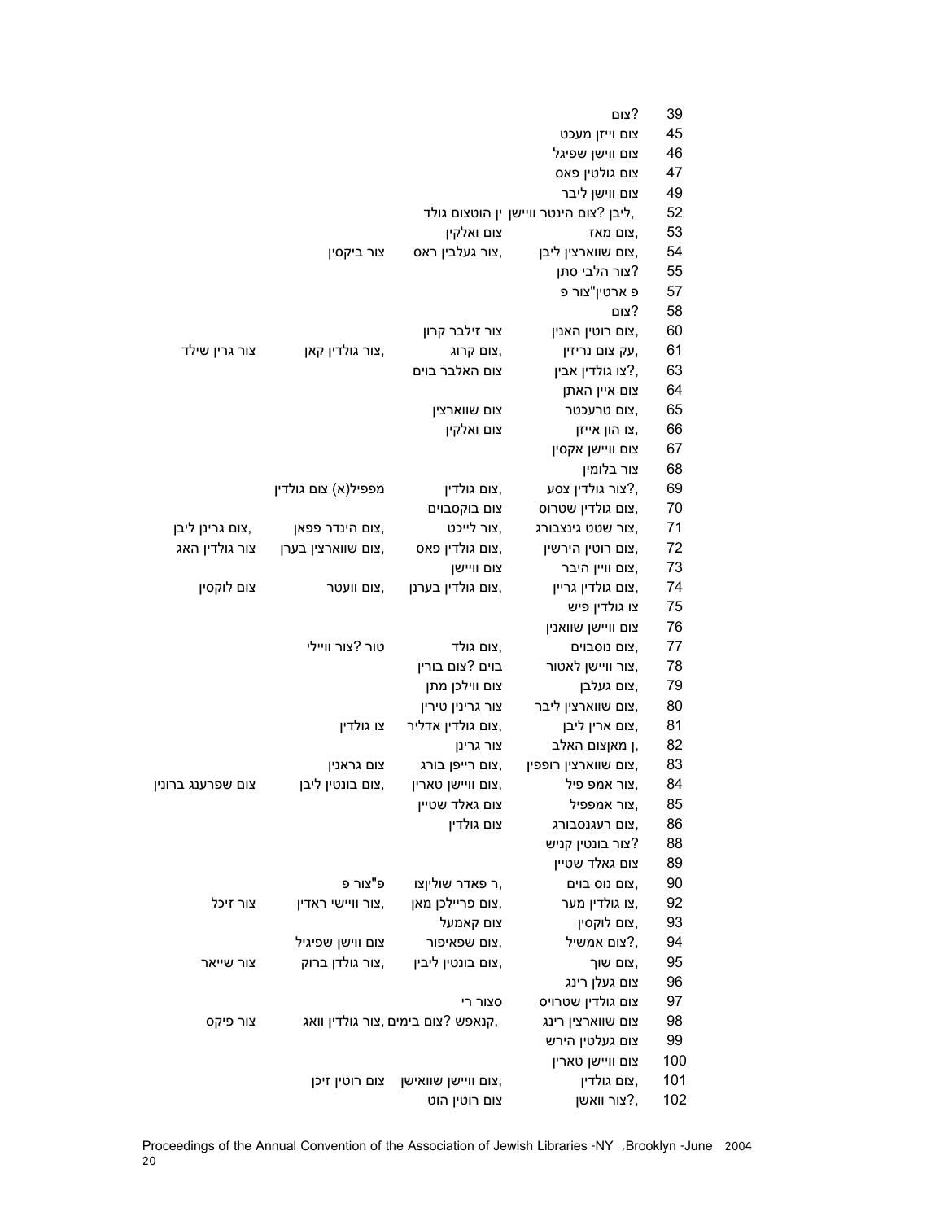| | | | | |
|---|---|---|---|---|
| 39 | צום? | | | |
| 45 | צום וייזן מעכט | | | |
| 46 | צום ווישן שפיגל | | | |
| 47 | צום גולטין פאס | | | |
| 49 | צום ווישן ליבר | | | |
| 52 | ,ליבן ?צום הינטר וויישן ין הוטצום גולד | | | |
| 53 | ,צום מאז | צום ואלקין | | |
| 54 | ,צום שווארצין ליבן | ,צור געלבין ראס | צור ביקסין | |
| 55 | ?צור הלבי סתן | | | |
| 57 | פ ארטין"צור פ | | | |
| 58 | ?צום | | | |
| 60 | ,צום רוטין האנין | צור זילבר קרון | | |
| 61 | ,עק צום נריזין | ,צום קרוג | ,צור גולדין קאן | צור גרין שילד |
| 63 | ?,צו גולדין אבין | צום האלבר בוים | | |
| 64 | צום איין האתן | | | |
| 65 | ,צום טרעכטר | צום שווארצין | | |
| 66 | ,צו הון אייזן | צום ואלקין | | |
| 67 | צום וויישן אקסין | | | |
| 68 | צור בלומין | | | |
| 69 | ?,צור גולדין צסע | ,צום גולדין | מפפיל(א) צום גולדין | |
| 70 | ,צום גולדין שטרוס | צום בוקסבוים | | |
| 71 | ,צור שטט גינצבורג | ,צור לייכט | ,צום הינדר פפאן | ,צום גרינן ליבן |
| 72 | ,צום רוטין הירשין | ,צום גולדין פאס | ,צום שווארצין בערן | צור גולדין האג |
| 73 | ,צום ווין היבר | צום ווייש | | |
| 74 | ,צום גולדין גריין | ,צום גולדין בערנן | ,צום וועטר | צום לוקסין |
| 75 | צו גולדין פיש | | | |
| 76 | צום וויישן שוואנין | | | |
| 77 | ,צום נוסבוים | ,צום גולד | טור ?צור ווילי | |
| 78 | ,צור וויישן לאטור | בוים ?צום בורין | | |
| 79 | ,צום געלבן | צום ווילכן מתן | | |
| 80 | ,צום שווארצין ליבר | צור גרינין טירין | | |
| 81 | ,צום ארין ליבן | ,צום גולדין אדליר | צו גולדין | |
| 82 | ,ן מאןצום האלב | צור גרינן | | |
| 83 | ,צום שווארצין רופפין | ,צום רייפן בורג | צום גראנין | |
| 84 | ,צור אמפ פיל | ,צום וויישן טארין | ,צום בונטין ליבן | צום שפרענג ברונין |
| 85 | ,צור אמפפיל | צום גאלד שטיין | | |
| 86 | ,צום רעגנסבורג | צום גולדין | | |
| 88 | ?צור בונטין קניש | | | |
| 89 | צום גאלד שטיין | | | |
| 90 | ,צום נוס בוים | ,ר פאדר שולןצו | פ"צור פ | |
| 92 | ,צו גולדין מער | ,צום פריילכן מאן | ,צור ווייסי ראדין | צור זיכל |
| 93 | ,צום לוקסין | צום קאמעל | | |
| 94 | ?,צום אמשיל | ,צום שפאיפור | צום ווישן שפיגיל | |
| 95 | ,צום שוך | ,צום בונטין ליבין | ,צור גולדן ברוק | צור שייאר |
| 96 | צום געלן רינג | | | |
| 97 | צום גולדין שטרויס | סצור רי | | |
| 98 | צום שווארצין רינג | ,קנאפש ?צום בימים ,צור גולדין וואג | | צור פיקס |
| 99 | צום געלטין הירש | | | |
| 100 | צום וויישן טארין | | | |
| 101 | ,צום גולדין | ,צום וויישן שוואישן | צום רוטין זיכן | |
| 102 | ?,צור וואשן | צום רוטין הוט | | |

Proceedings of the Annual Convention of the Association of Jewish Libraries -NY ,Brooklyn -June 2004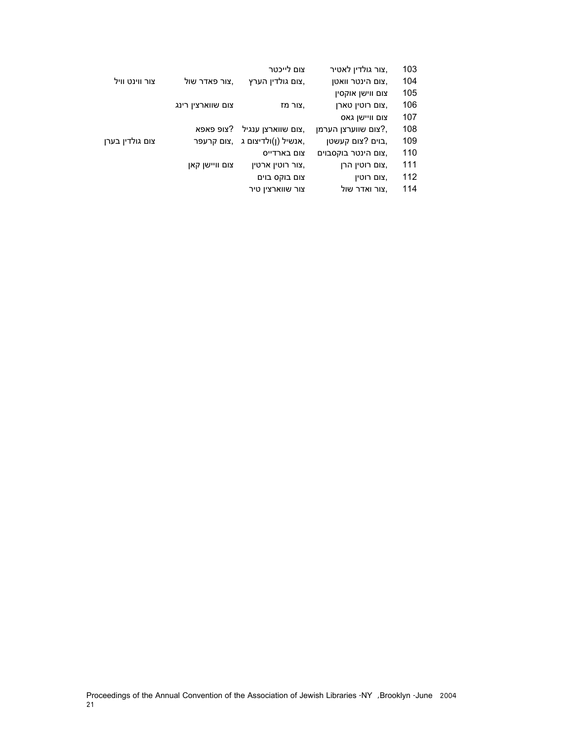| | | | | |
|---|---|---|---|---|
| 103 | ,צור גולדין לאטיר | צום לייכטר | | |
| 104 | ,צום הינטר וואטן | ,צום גולדין הערץ | ,צור פאדר שול | צור ווינט וויל |
| 105 | צום ווישן אוקסין | | | |
| 106 | ,צום רוטין טארן | ,צור מז | צום שווארצין רינג | |
| 107 | צום וויישן גאס | | | |
| 108 | ?,צום שווערצן הערמן | ,צום שווארצן ענגיל | ?צופ פאפא | |
| 109 | ,בוים ?צום קעשטן | ,אנשיל ()ולדיצום ג | ,צום קרעפר | צום גולדין בערן |
| 110 | ,צום הינטר בוקסבוים | צום בארדייס | | |
| 111 | ,צום רוטין הרן | ,צור רוטין ארטין | צום וויישן קאן | |
| 112 | ,צום רוטין | צום בוקס בוים | | |
| 114 | ,צור ואדר שול | צור שווארצין טיר | | |